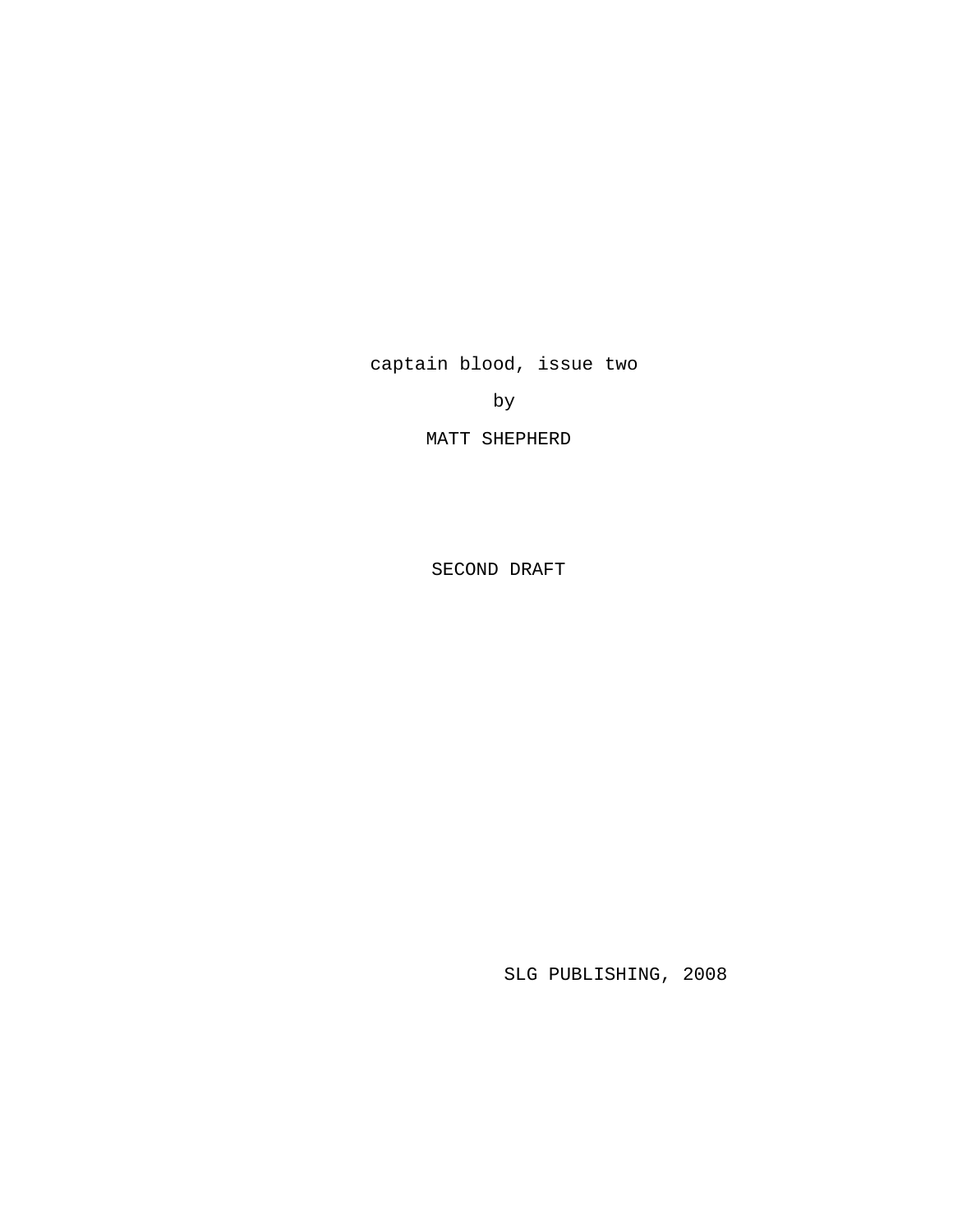captain blood, issue two

by

MATT SHEPHERD

SECOND DRAFT

SLG PUBLISHING, 2008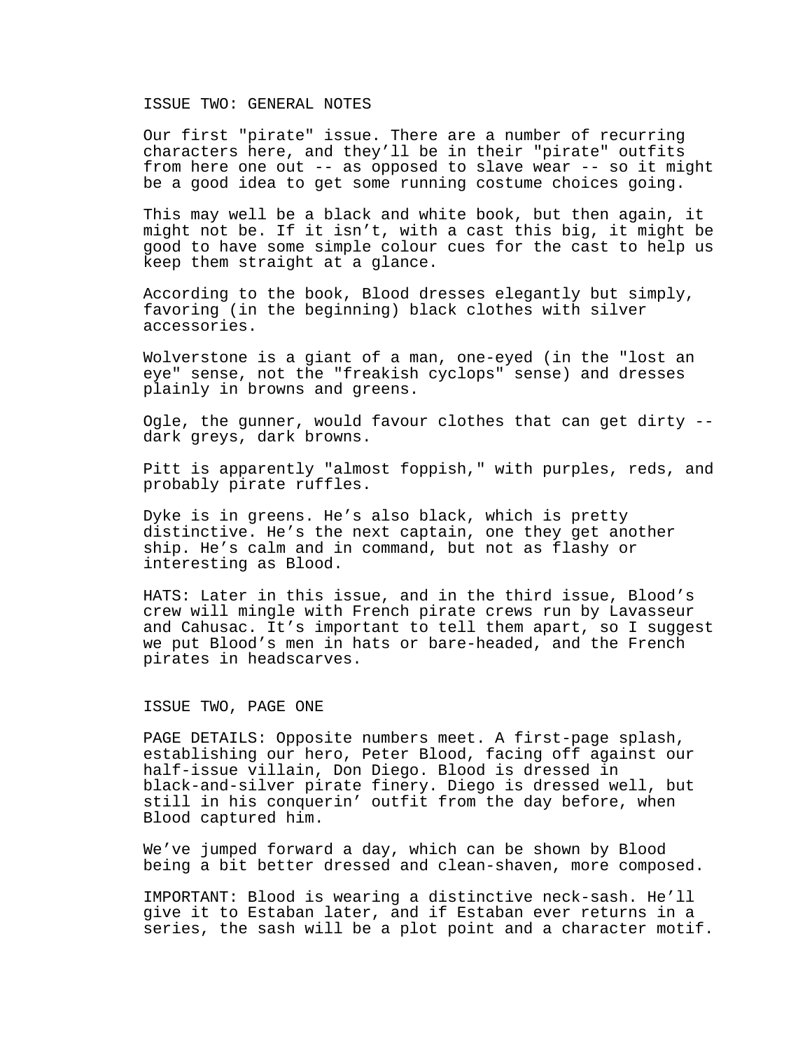## ISSUE TWO: GENERAL NOTES

Our first "pirate" issue. There are a number of recurring characters here, and they'll be in their "pirate" outfits from here one out -- as opposed to slave wear -- so it might be a good idea to get some running costume choices going.

This may well be a black and white book, but then again, it might not be. If it isn't, with a cast this big, it might be good to have some simple colour cues for the cast to help us keep them straight at a glance.

According to the book, Blood dresses elegantly but simply, favoring (in the beginning) black clothes with silver accessories.

Wolverstone is a giant of a man, one-eyed (in the "lost an eye" sense, not the "freakish cyclops" sense) and dresses plainly in browns and greens.

Ogle, the gunner, would favour clothes that can get dirty -- dark greys, dark browns.

Pitt is apparently "almost foppish," with purples, reds, and probably pirate ruffles.

Dyke is in greens. He's also black, which is pretty distinctive. He's the next captain, one they get another ship. He's calm and in command, but not as flashy or interesting as Blood.

HATS: Later in this issue, and in the third issue, Blood's crew will mingle with French pirate crews run by Lavasseur and Cahusac. It's important to tell them apart, so I suggest we put Blood's men in hats or bare-headed, and the French pirates in headscarves.

## ISSUE TWO, PAGE ONE

PAGE DETAILS: Opposite numbers meet. A first-page splash, establishing our hero, Peter Blood, facing off against our half-issue villain, Don Diego. Blood is dressed in black-and-silver pirate finery. Diego is dressed well, but still in his conquerin' outfit from the day before, when Blood captured him.

We've jumped forward a day, which can be shown by Blood being a bit better dressed and clean-shaven, more composed.

IMPORTANT: Blood is wearing a distinctive neck-sash. He'll give it to Estaban later, and if Estaban ever returns in a series, the sash will be a plot point and a character motif.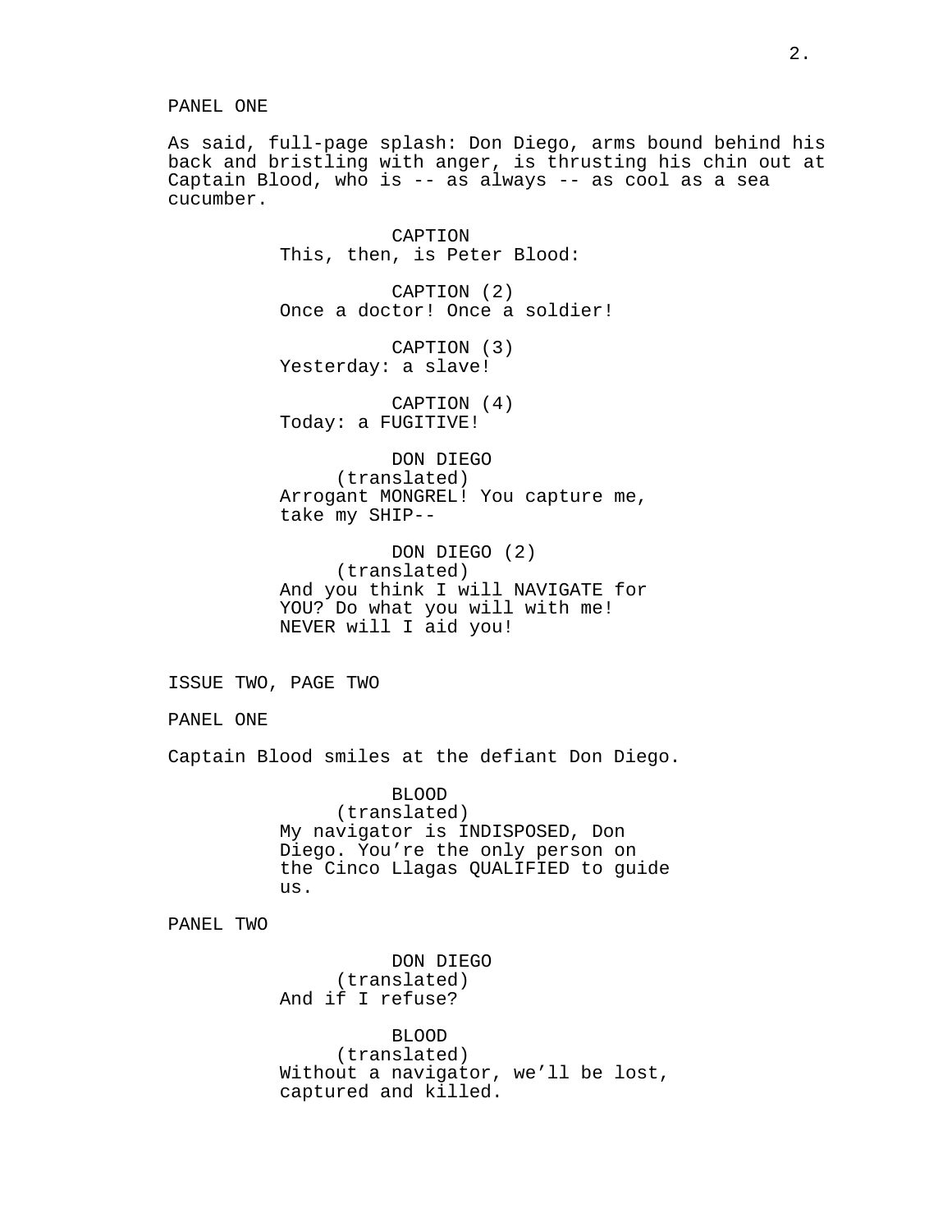PANEL ONE

As said, full-page splash: Don Diego, arms bound behind his back and bristling with anger, is thrusting his chin out at Captain Blood, who is -- as always -- as cool as a sea cucumber.

CAPTION
This, then, is Peter Blood:

CAPTION (2)
Once a doctor! Once a soldier!

CAPTION (3)
Yesterday: a slave!

CAPTION (4)
Today: a FUGITIVE!

DON DIEGO
(translated)
Arrogant MONGREL! You capture me, take my SHIP--

DON DIEGO (2)
(translated)
And you think I will NAVIGATE for YOU? Do what you will with me! NEVER will I aid you!

ISSUE TWO, PAGE TWO

PANEL ONE

Captain Blood smiles at the defiant Don Diego.

BLOOD
(translated)
My navigator is INDISPOSED, Don Diego. You’re the only person on the Cinco Llagas QUALIFIED to guide us.

PANEL TWO

DON DIEGO
(translated)
And if I refuse?

BLOOD
(translated)
Without a navigator, we’ll be lost, captured and killed.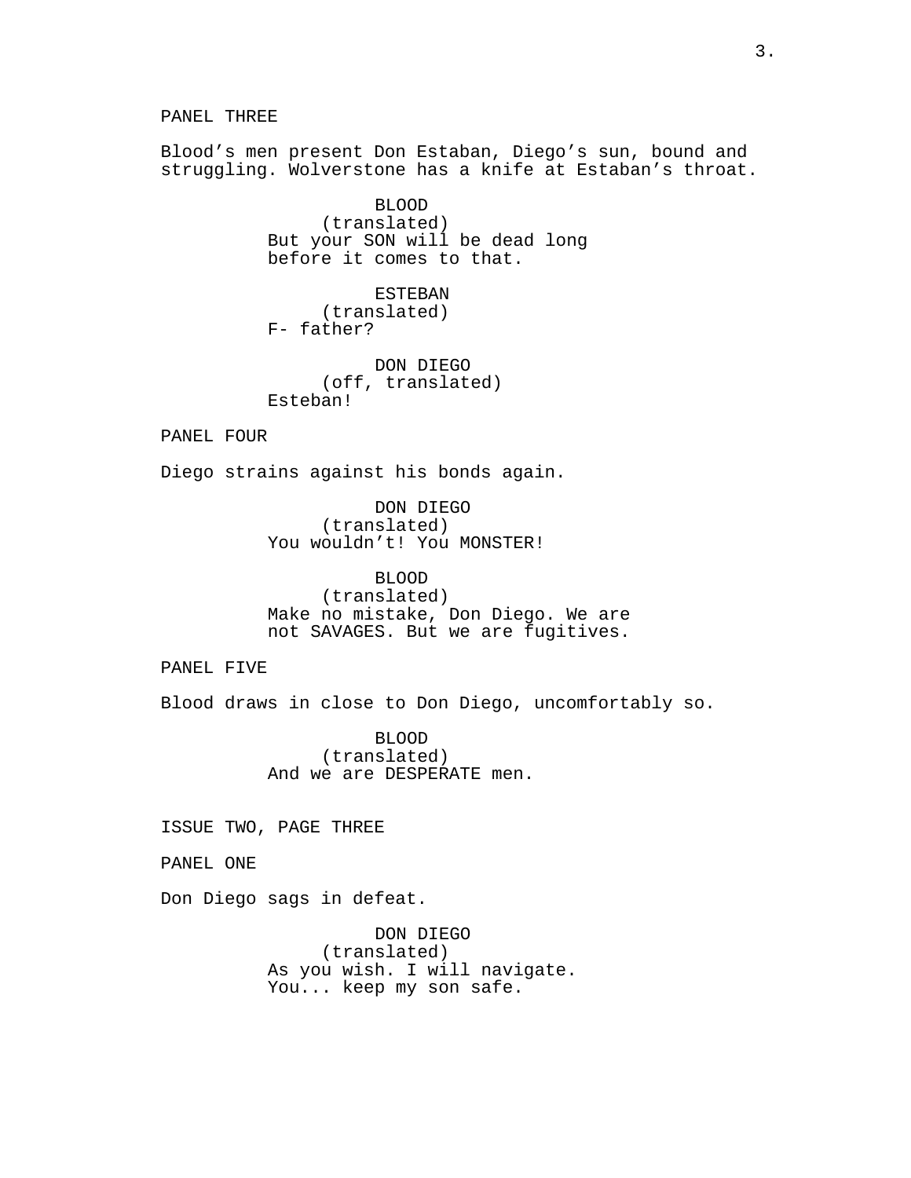PANEL THREE

Blood's men present Don Estaban, Diego's sun, bound and struggling. Wolverstone has a knife at Estaban's throat.

BLOOD
(translated)
But your SON will be dead long before it comes to that.

ESTEBAN
(translated)
F- father?

DON DIEGO
(off, translated)
Esteban!

PANEL FOUR

Diego strains against his bonds again.

DON DIEGO
(translated)
You wouldn't! You MONSTER!

BLOOD
(translated)
Make no mistake, Don Diego. We are not SAVAGES. But we are fugitives.

PANEL FIVE

Blood draws in close to Don Diego, uncomfortably so.

BLOOD
(translated)
And we are DESPERATE men.

ISSUE TWO, PAGE THREE

PANEL ONE

Don Diego sags in defeat.

DON DIEGO
(translated)
As you wish. I will navigate. You... keep my son safe.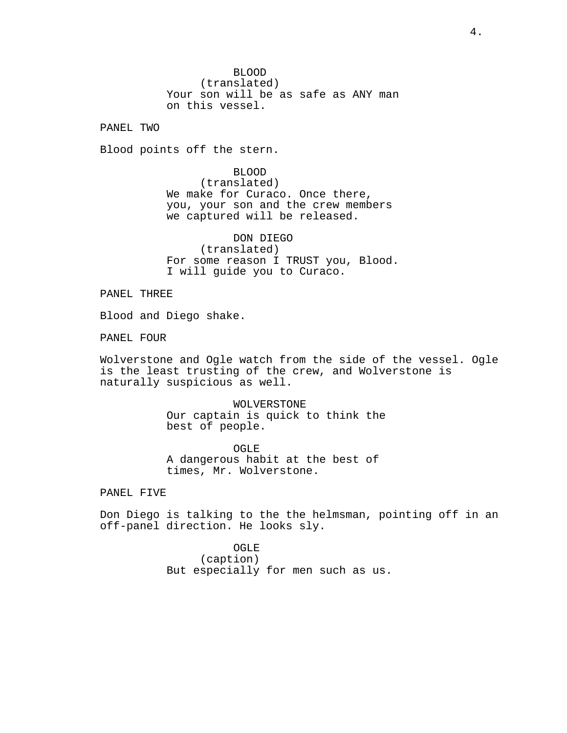BLOOD
(translated)
Your son will be as safe as ANY man on this vessel.

PANEL TWO

Blood points off the stern.

BLOOD
(translated)
We make for Curaco. Once there, you, your son and the crew members we captured will be released.

DON DIEGO
(translated)
For some reason I TRUST you, Blood. I will guide you to Curaco.

PANEL THREE

Blood and Diego shake.

PANEL FOUR

Wolverstone and Ogle watch from the side of the vessel. Ogle is the least trusting of the crew, and Wolverstone is naturally suspicious as well.

WOLVERSTONE
Our captain is quick to think the best of people.

OGLE
A dangerous habit at the best of times, Mr. Wolverstone.

PANEL FIVE

Don Diego is talking to the the helmsman, pointing off in an off-panel direction. He looks sly.

OGLE
(caption)
But especially for men such as us.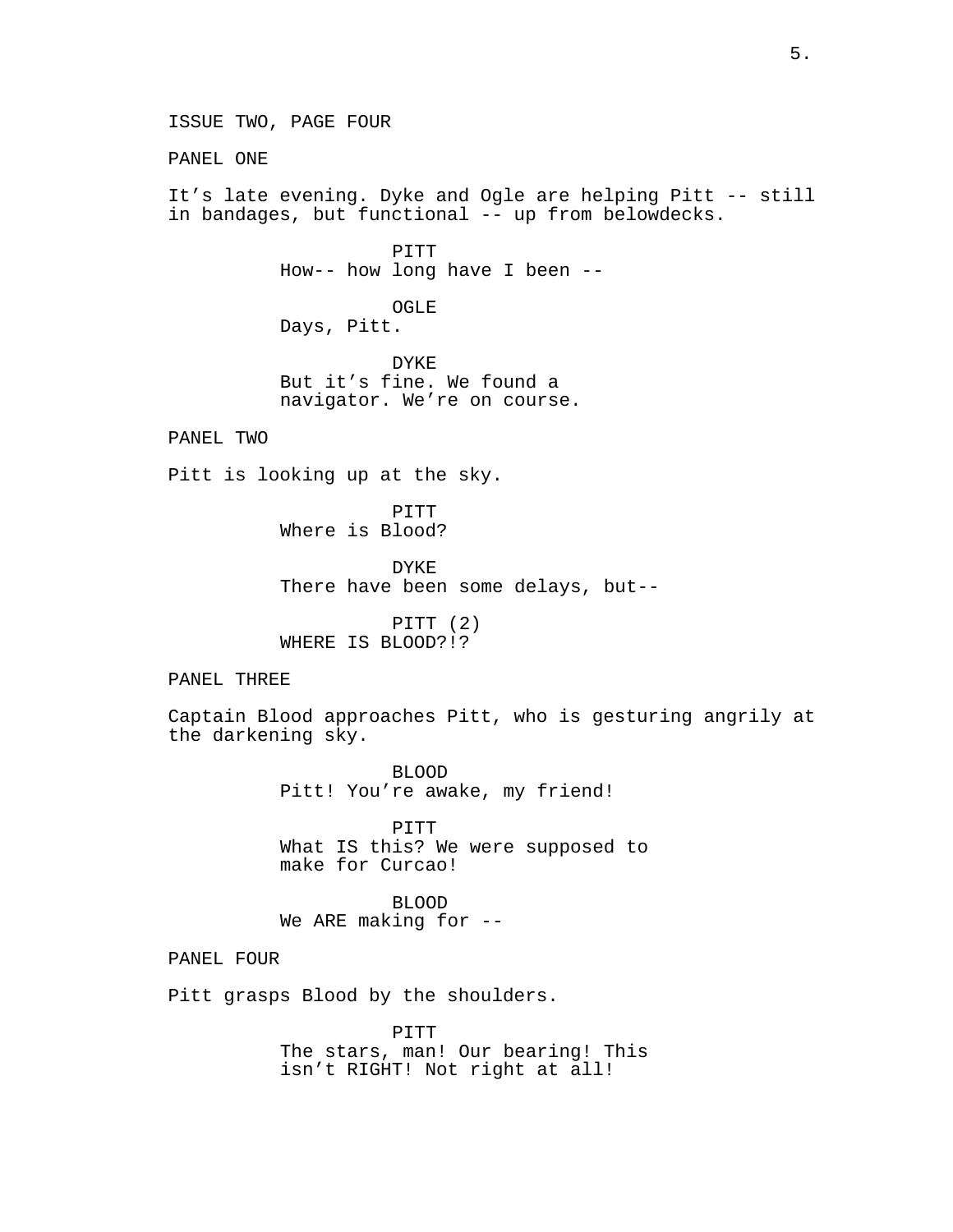ISSUE TWO, PAGE FOUR

PANEL ONE

It's late evening. Dyke and Ogle are helping Pitt -- still in bandages, but functional -- up from belowdecks.

PITT
How-- how long have I been --

OGLE
Days, Pitt.

DYKE
But it's fine. We found a navigator. We're on course.

PANEL TWO

Pitt is looking up at the sky.

PITT
Where is Blood?

DYKE
There have been some delays, but--

PITT (2)
WHERE IS BLOOD?!?

PANEL THREE

Captain Blood approaches Pitt, who is gesturing angrily at the darkening sky.

BLOOD
Pitt! You're awake, my friend!

PITT
What IS this? We were supposed to make for Curcao!

BLOOD
We ARE making for --

PANEL FOUR

Pitt grasps Blood by the shoulders.

PITT
The stars, man! Our bearing! This isn't RIGHT! Not right at all!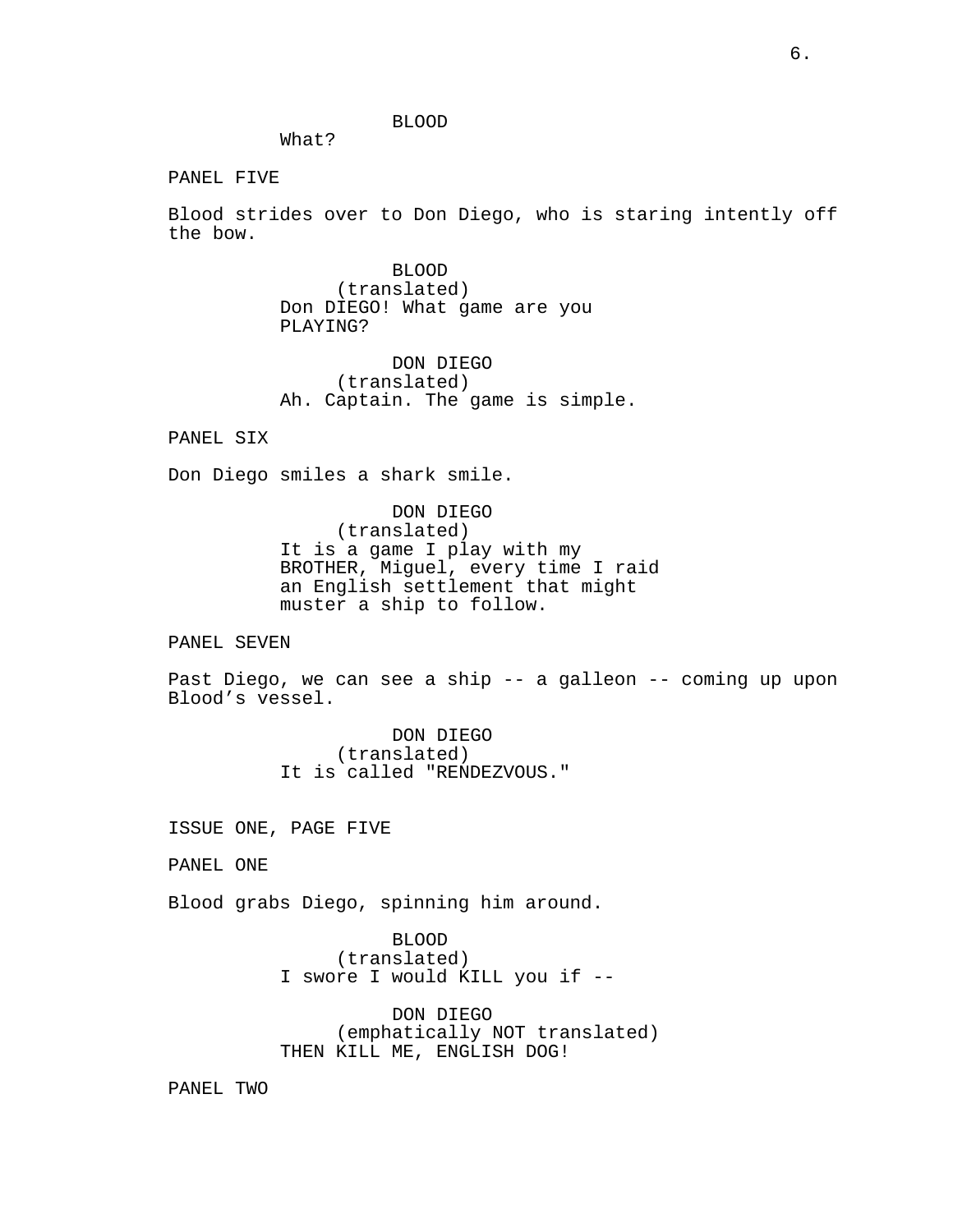BLOOD
What?

PANEL FIVE

Blood strides over to Don Diego, who is staring intently off the bow.

BLOOD
(translated)
Don DIEGO! What game are you PLAYING?

DON DIEGO
(translated)
Ah. Captain. The game is simple.

PANEL SIX

Don Diego smiles a shark smile.

DON DIEGO
(translated)
It is a game I play with my BROTHER, Miguel, every time I raid an English settlement that might muster a ship to follow.

PANEL SEVEN

Past Diego, we can see a ship -- a galleon -- coming up upon Blood's vessel.

DON DIEGO
(translated)
It is called "RENDEZVOUS."

ISSUE ONE, PAGE FIVE

PANEL ONE

Blood grabs Diego, spinning him around.

BLOOD
(translated)
I swore I would KILL you if --

DON DIEGO
(emphatically NOT translated)
THEN KILL ME, ENGLISH DOG!

PANEL TWO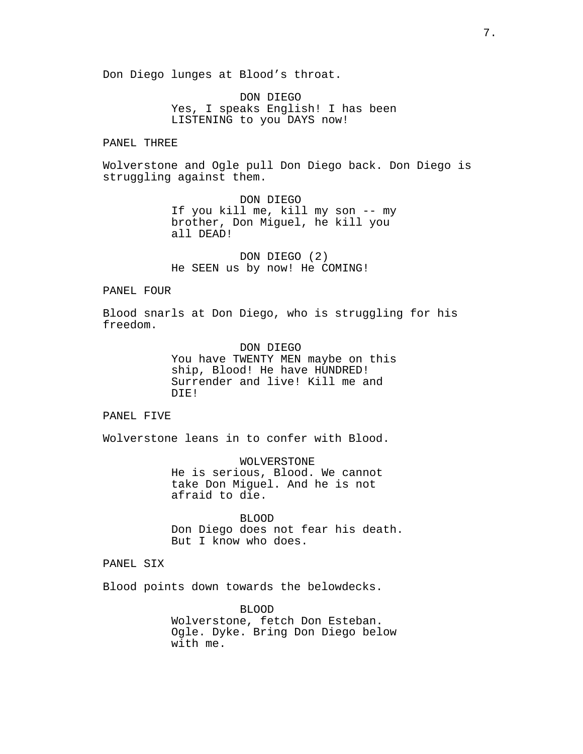Don Diego lunges at Blood's throat.

DON DIEGO
Yes, I speaks English! I has been LISTENING to you DAYS now!

PANEL THREE

Wolverstone and Ogle pull Don Diego back. Don Diego is struggling against them.

DON DIEGO
If you kill me, kill my son -- my brother, Don Miguel, he kill you all DEAD!

DON DIEGO (2)
He SEEN us by now! He COMING!

PANEL FOUR

Blood snarls at Don Diego, who is struggling for his freedom.

DON DIEGO
You have TWENTY MEN maybe on this ship, Blood! He have HUNDRED! Surrender and live! Kill me and DIE!

PANEL FIVE

Wolverstone leans in to confer with Blood.

WOLVERSTONE
He is serious, Blood. We cannot take Don Miguel. And he is not afraid to die.

BLOOD
Don Diego does not fear his death. But I know who does.

PANEL SIX

Blood points down towards the belowdecks.

BLOOD
Wolverstone, fetch Don Esteban. Ogle. Dyke. Bring Don Diego below with me.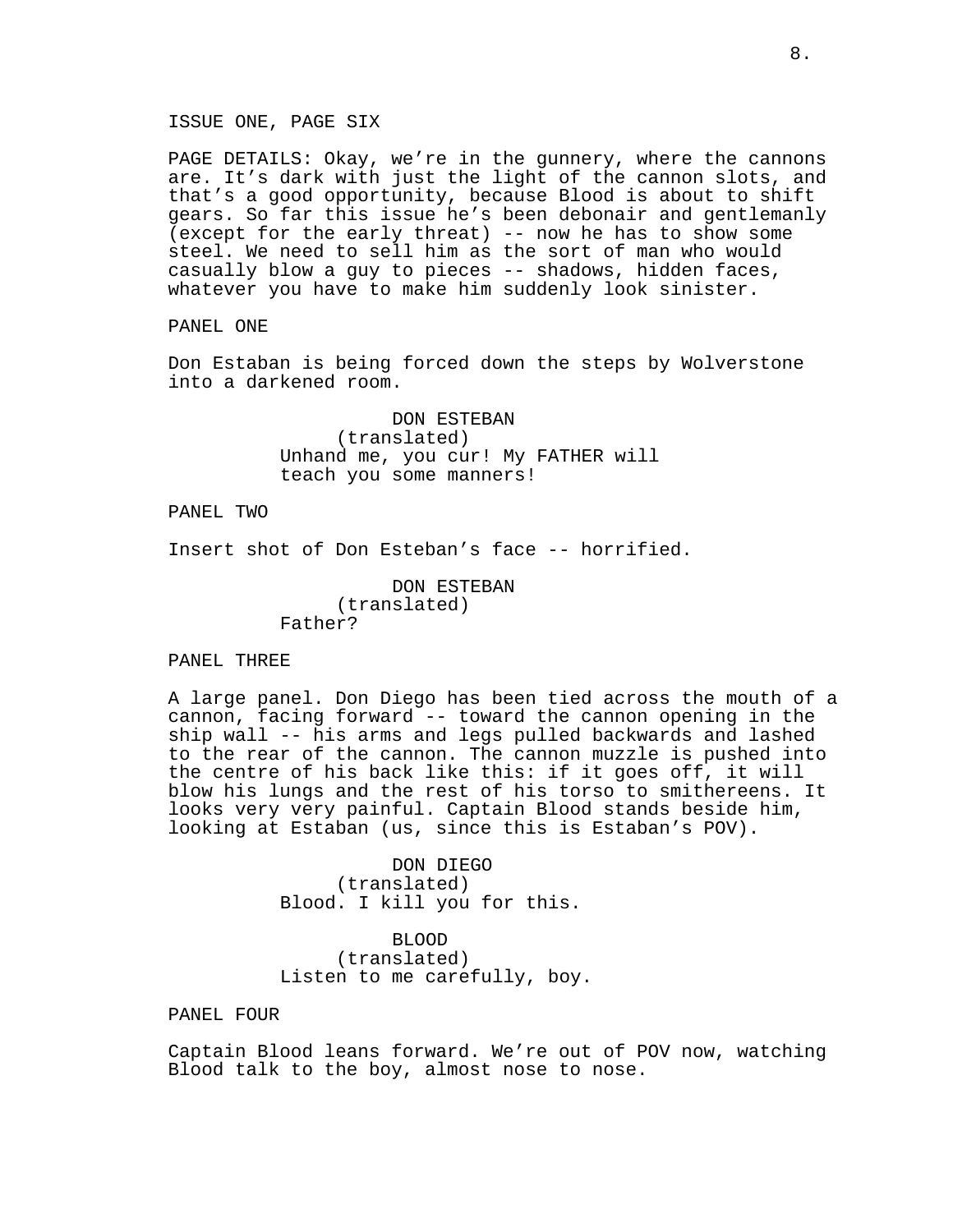ISSUE ONE, PAGE SIX

PAGE DETAILS: Okay, we're in the gunnery, where the cannons are. It's dark with just the light of the cannon slots, and that's a good opportunity, because Blood is about to shift gears. So far this issue he's been debonair and gentlemanly (except for the early threat) -- now he has to show some steel. We need to sell him as the sort of man who would casually blow a guy to pieces -- shadows, hidden faces, whatever you have to make him suddenly look sinister.

PANEL ONE

Don Estaban is being forced down the steps by Wolverstone into a darkened room.

DON ESTEBAN
(translated)
Unhand me, you cur! My FATHER will teach you some manners!

PANEL TWO

Insert shot of Don Esteban's face -- horrified.

DON ESTEBAN
(translated)
Father?

PANEL THREE

A large panel. Don Diego has been tied across the mouth of a cannon, facing forward -- toward the cannon opening in the ship wall -- his arms and legs pulled backwards and lashed to the rear of the cannon. The cannon muzzle is pushed into the centre of his back like this: if it goes off, it will blow his lungs and the rest of his torso to smithereens. It looks very very painful. Captain Blood stands beside him, looking at Estaban (us, since this is Estaban's POV).

DON DIEGO
(translated)
Blood. I kill you for this.

BLOOD
(translated)
Listen to me carefully, boy.

PANEL FOUR

Captain Blood leans forward. We're out of POV now, watching Blood talk to the boy, almost nose to nose.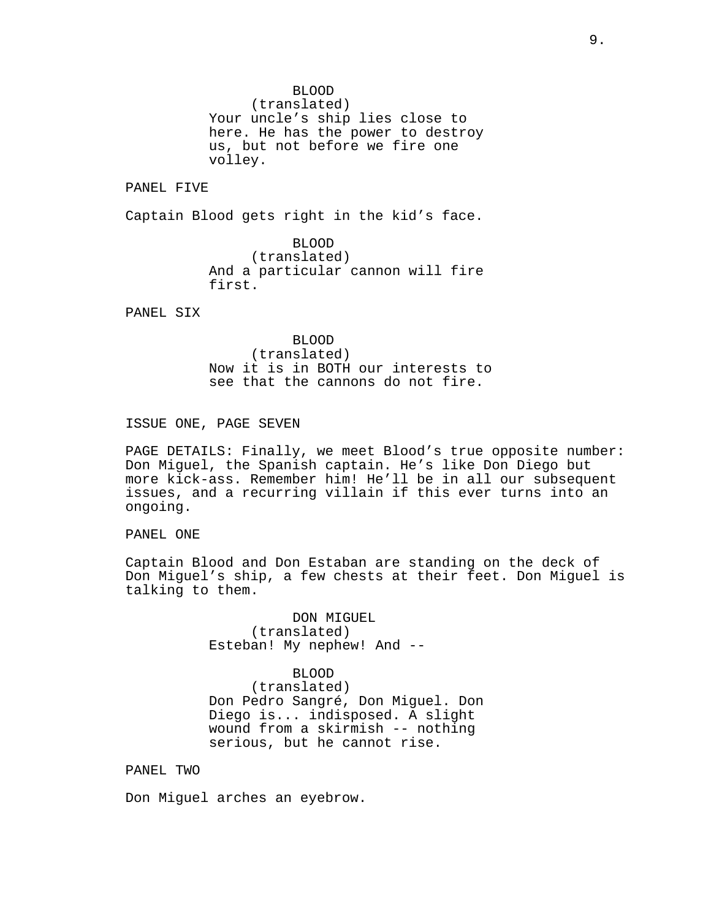BLOOD
(translated)
Your uncle’s ship lies close to here. He has the power to destroy us, but not before we fire one volley.

PANEL FIVE

Captain Blood gets right in the kid’s face.

BLOOD
(translated)
And a particular cannon will fire first.

PANEL SIX

BLOOD
(translated)
Now it is in BOTH our interests to see that the cannons do not fire.

ISSUE ONE, PAGE SEVEN

PAGE DETAILS: Finally, we meet Blood’s true opposite number: Don Miguel, the Spanish captain. He’s like Don Diego but more kick-ass. Remember him! He’ll be in all our subsequent issues, and a recurring villain if this ever turns into an ongoing.

PANEL ONE

Captain Blood and Don Estaban are standing on the deck of Don Miguel’s ship, a few chests at their feet. Don Miguel is talking to them.

DON MIGUEL
(translated)
Esteban! My nephew! And --

BLOOD
(translated)
Don Pedro Sangré, Don Miguel. Don Diego is... indisposed. A slight wound from a skirmish -- nothing serious, but he cannot rise.

PANEL TWO

Don Miguel arches an eyebrow.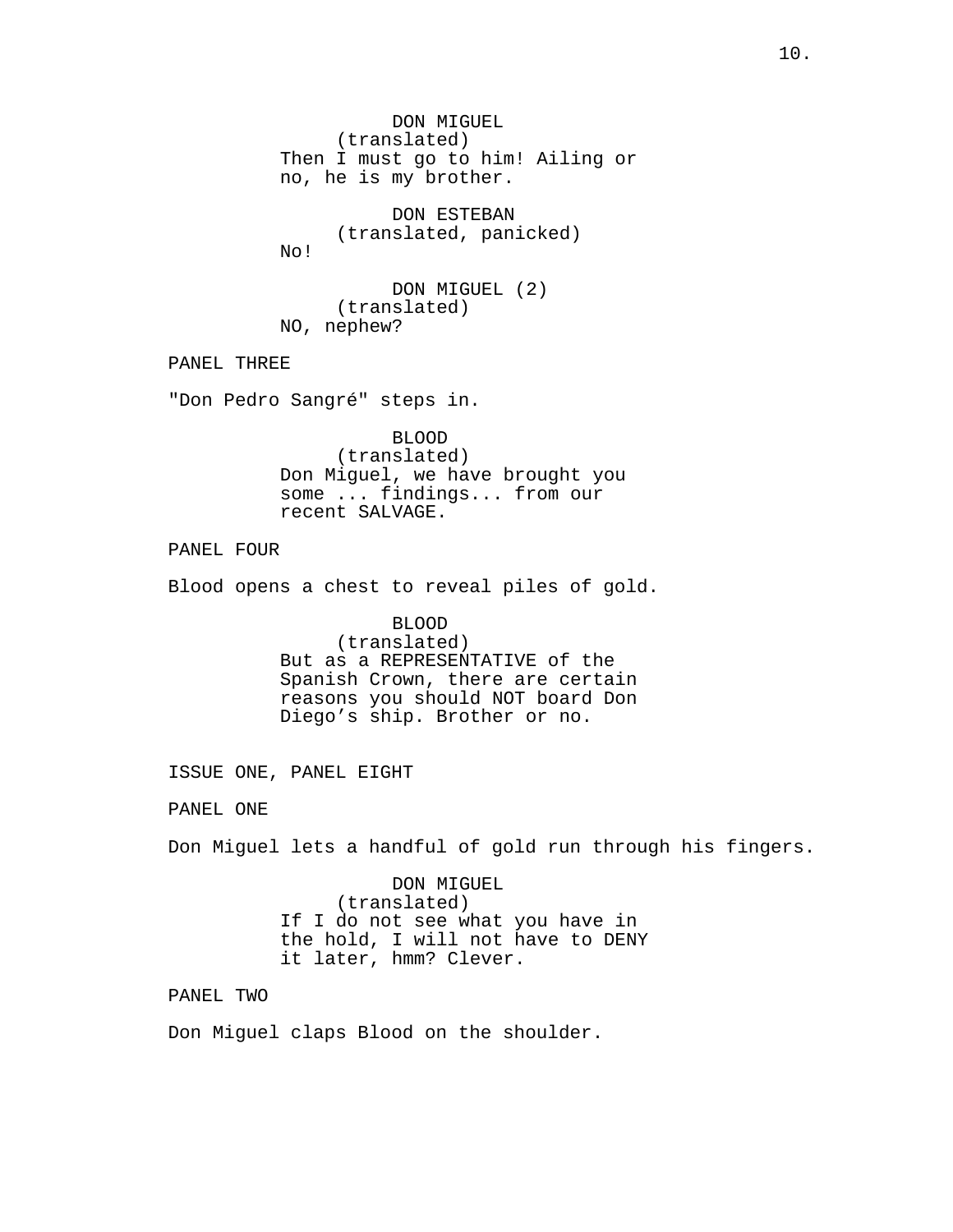DON MIGUEL
(translated)
Then I must go to him! Ailing or no, he is my brother.

DON ESTEBAN
(translated, panicked)
No!

DON MIGUEL (2)
(translated)
NO, nephew?

PANEL THREE

"Don Pedro Sangré" steps in.

BLOOD
(translated)
Don Miguel, we have brought you some ... findings... from our recent SALVAGE.

PANEL FOUR

Blood opens a chest to reveal piles of gold.

BLOOD
(translated)
But as a REPRESENTATIVE of the Spanish Crown, there are certain reasons you should NOT board Don Diego’s ship. Brother or no.

ISSUE ONE, PANEL EIGHT

PANEL ONE

Don Miguel lets a handful of gold run through his fingers.

DON MIGUEL
(translated)
If I do not see what you have in the hold, I will not have to DENY it later, hmm? Clever.

PANEL TWO

Don Miguel claps Blood on the shoulder.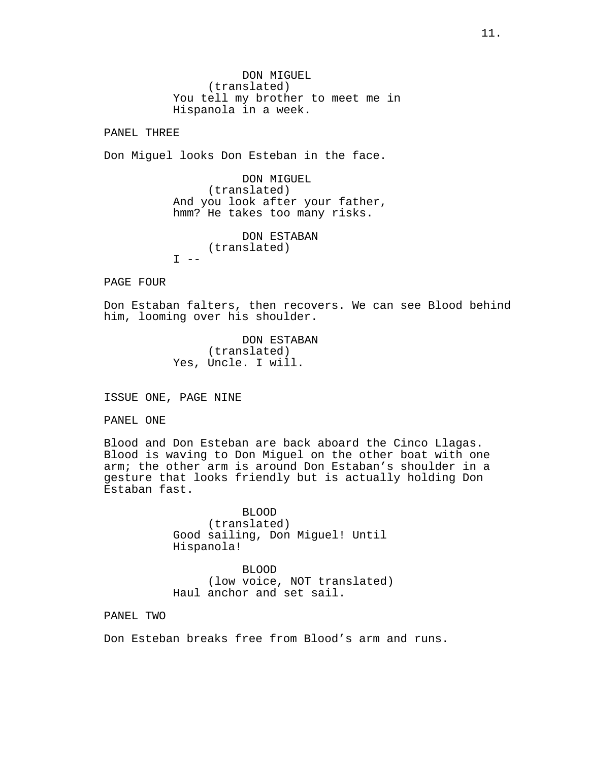DON MIGUEL
(translated)
You tell my brother to meet me in Hispanola in a week.

PANEL THREE

Don Miguel looks Don Esteban in the face.

DON MIGUEL
(translated)
And you look after your father, hmm? He takes too many risks.

DON ESTABAN
(translated)
I --

PAGE FOUR

Don Estaban falters, then recovers. We can see Blood behind him, looming over his shoulder.

DON ESTABAN
(translated)
Yes, Uncle. I will.

ISSUE ONE, PAGE NINE

PANEL ONE

Blood and Don Esteban are back aboard the Cinco Llagas. Blood is waving to Don Miguel on the other boat with one arm; the other arm is around Don Estaban's shoulder in a gesture that looks friendly but is actually holding Don Estaban fast.

BLOOD
(translated)
Good sailing, Don Miguel! Until Hispanola!

BLOOD
(low voice, NOT translated)
Haul anchor and set sail.

PANEL TWO

Don Esteban breaks free from Blood's arm and runs.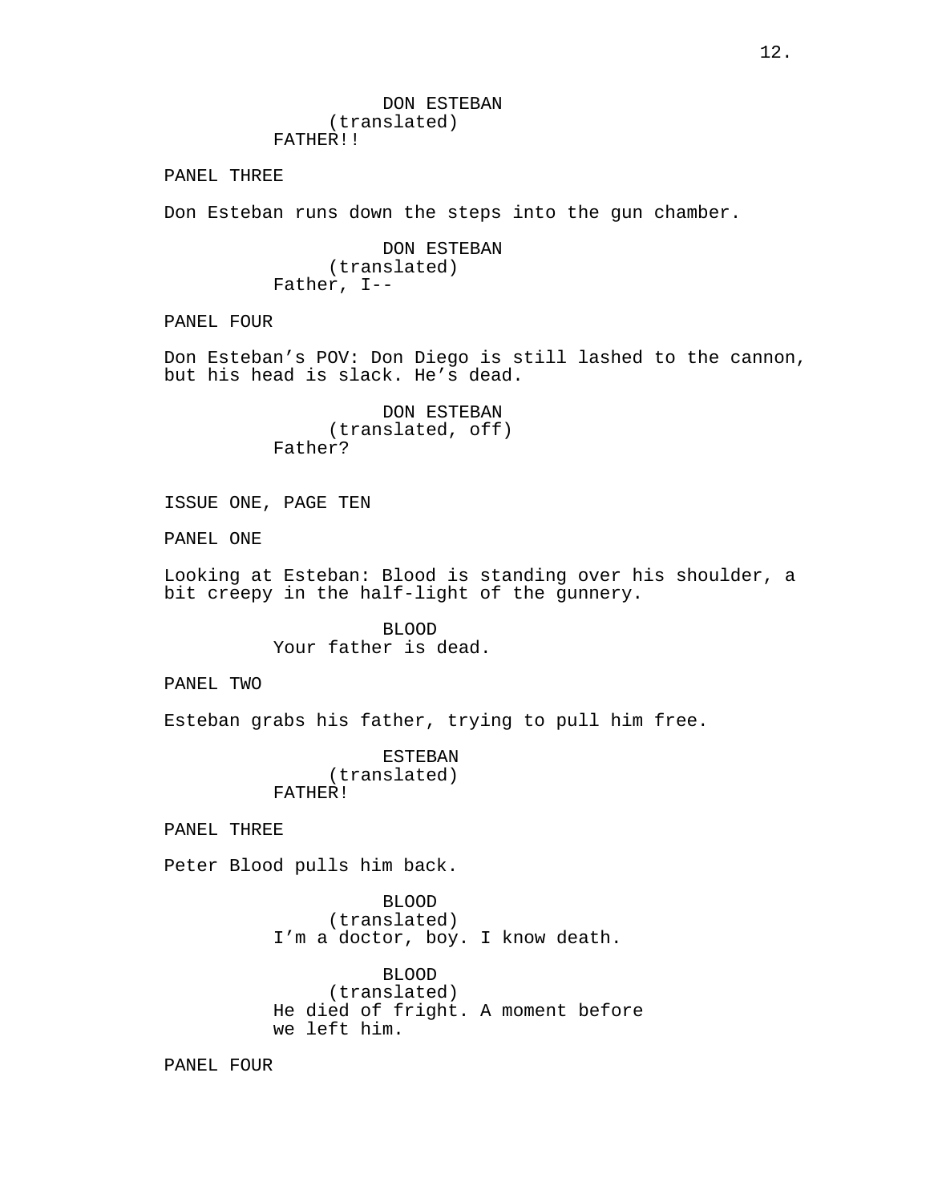DON ESTEBAN
(translated)
FATHER!!

PANEL THREE

Don Esteban runs down the steps into the gun chamber.

DON ESTEBAN
(translated)
Father, I--

PANEL FOUR

Don Esteban's POV: Don Diego is still lashed to the cannon, but his head is slack. He's dead.

DON ESTEBAN
(translated, off)
Father?

ISSUE ONE, PAGE TEN

PANEL ONE

Looking at Esteban: Blood is standing over his shoulder, a bit creepy in the half-light of the gunnery.

BLOOD
Your father is dead.

PANEL TWO

Esteban grabs his father, trying to pull him free.

ESTEBAN
(translated)
FATHER!

PANEL THREE

Peter Blood pulls him back.

BLOOD
(translated)
I'm a doctor, boy. I know death.

BLOOD
(translated)
He died of fright. A moment before we left him.

PANEL FOUR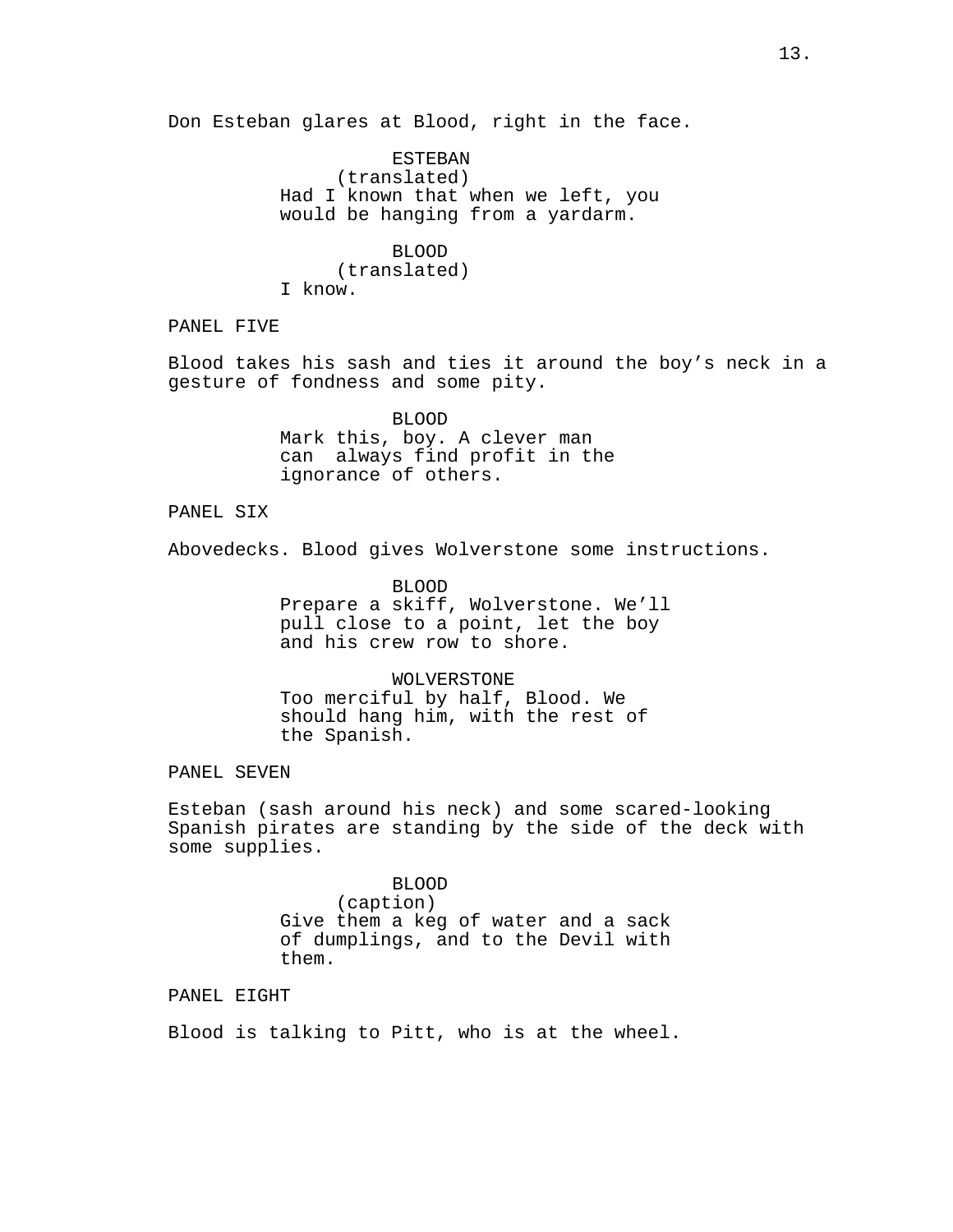Don Esteban glares at Blood, right in the face.

ESTEBAN
(translated)
Had I known that when we left, you would be hanging from a yardarm.

BLOOD
(translated)
I know.

PANEL FIVE

Blood takes his sash and ties it around the boy’s neck in a gesture of fondness and some pity.

BLOOD
Mark this, boy. A clever man can always find profit in the ignorance of others.

PANEL SIX

Abovedecks. Blood gives Wolverstone some instructions.

BLOOD
Prepare a skiff, Wolverstone. We’ll pull close to a point, let the boy and his crew row to shore.

WOLVERSTONE
Too merciful by half, Blood. We should hang him, with the rest of the Spanish.

PANEL SEVEN

Esteban (sash around his neck) and some scared-looking Spanish pirates are standing by the side of the deck with some supplies.

BLOOD
(caption)
Give them a keg of water and a sack of dumplings, and to the Devil with them.

PANEL EIGHT

Blood is talking to Pitt, who is at the wheel.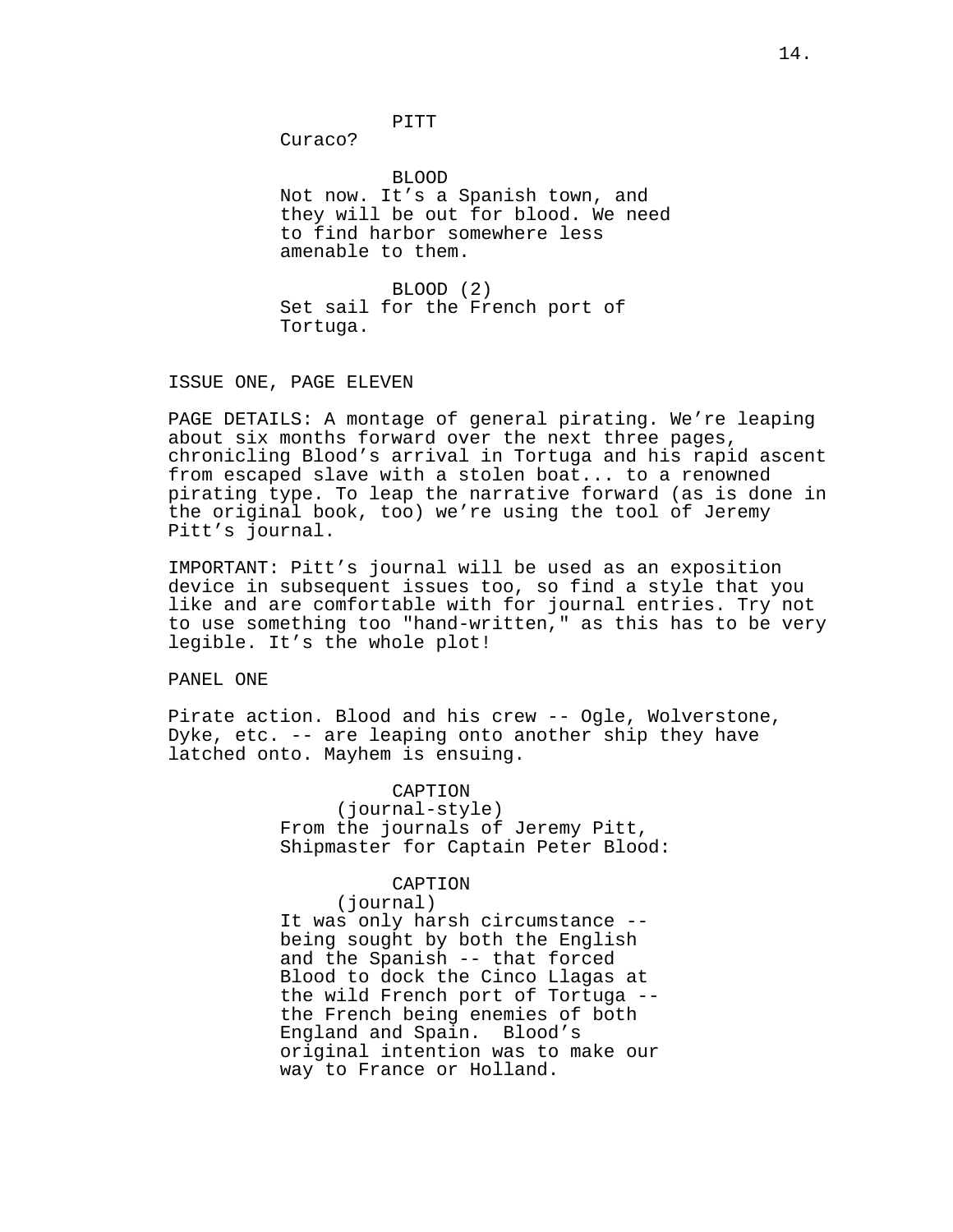PITT
Curaco?

BLOOD
Not now. It's a Spanish town, and they will be out for blood. We need to find harbor somewhere less amenable to them.

BLOOD (2)
Set sail for the French port of Tortuga.

ISSUE ONE, PAGE ELEVEN

PAGE DETAILS: A montage of general pirating. We're leaping about six months forward over the next three pages, chronicling Blood's arrival in Tortuga and his rapid ascent from escaped slave with a stolen boat... to a renowned pirating type. To leap the narrative forward (as is done in the original book, too) we're using the tool of Jeremy Pitt's journal.

IMPORTANT: Pitt's journal will be used as an exposition device in subsequent issues too, so find a style that you like and are comfortable with for journal entries. Try not to use something too "hand-written," as this has to be very legible. It's the whole plot!

PANEL ONE

Pirate action. Blood and his crew -- Ogle, Wolverstone, Dyke, etc. -- are leaping onto another ship they have latched onto. Mayhem is ensuing.

CAPTION
(journal-style)
From the journals of Jeremy Pitt, Shipmaster for Captain Peter Blood:

CAPTION
(journal)
It was only harsh circumstance -- being sought by both the English and the Spanish -- that forced Blood to dock the Cinco Llagas at the wild French port of Tortuga -- the French being enemies of both England and Spain. Blood's original intention was to make our way to France or Holland.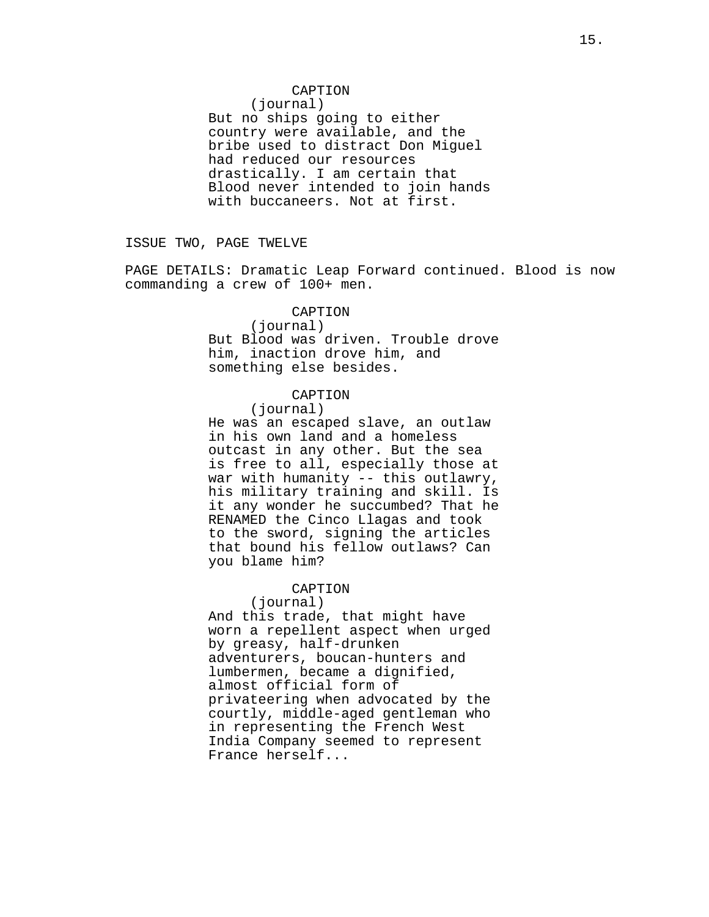CAPTION
(journal)
But no ships going to either country were available, and the bribe used to distract Don Miguel had reduced our resources drastically. I am certain that Blood never intended to join hands with buccaneers. Not at first.

ISSUE TWO, PAGE TWELVE

PAGE DETAILS: Dramatic Leap Forward continued. Blood is now commanding a crew of 100+ men.

CAPTION
(journal)
But Blood was driven. Trouble drove him, inaction drove him, and something else besides.

CAPTION
(journal)
He was an escaped slave, an outlaw in his own land and a homeless outcast in any other. But the sea is free to all, especially those at war with humanity -- this outlawry, his military training and skill. Is it any wonder he succumbed? That he RENAMED the Cinco Llagas and took to the sword, signing the articles that bound his fellow outlaws? Can you blame him?

CAPTION
(journal)
And this trade, that might have worn a repellent aspect when urged by greasy, half-drunken adventurers, boucan-hunters and lumbermen, became a dignified, almost official form of privateering when advocated by the courtly, middle-aged gentleman who in representing the French West India Company seemed to represent France herself...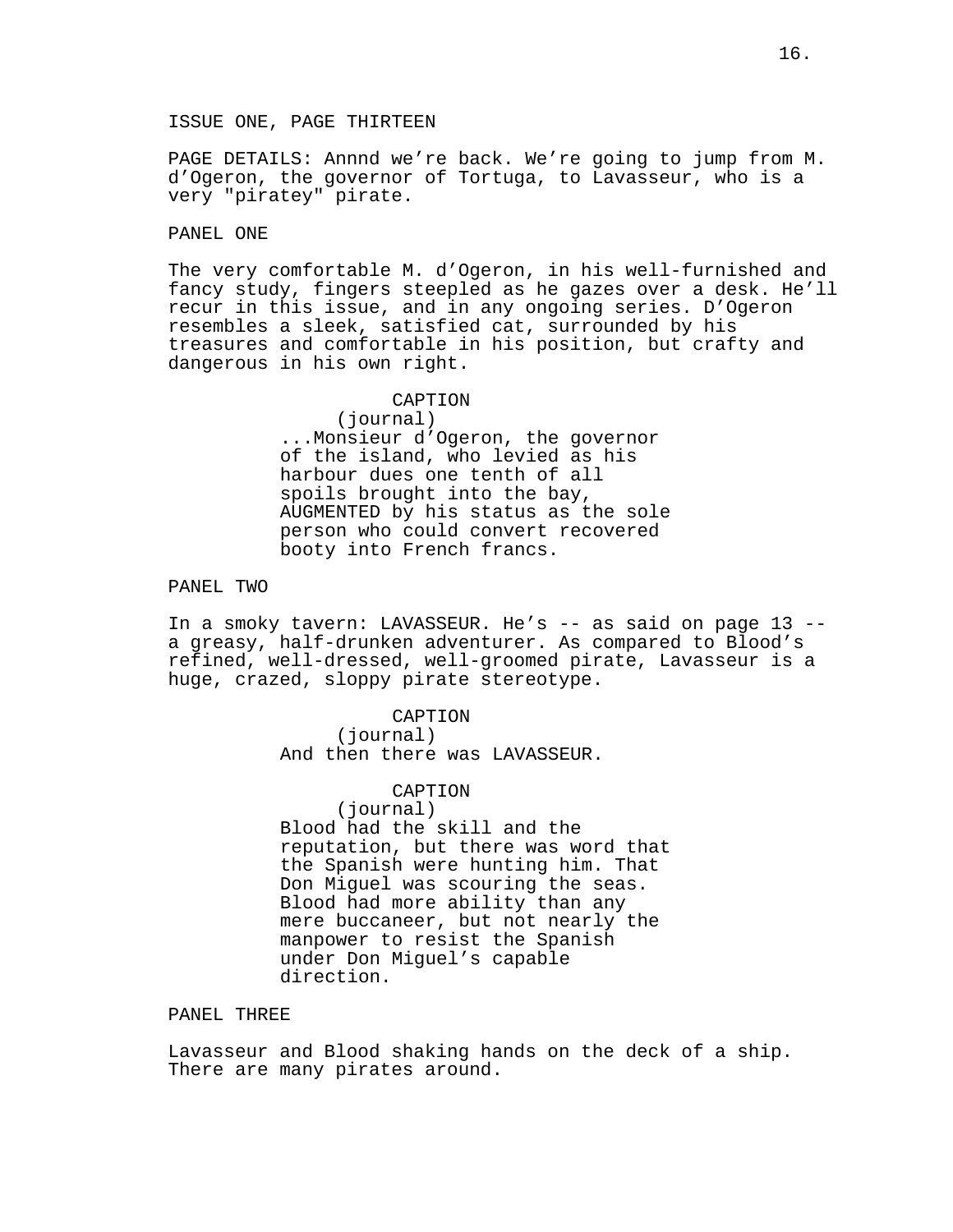ISSUE ONE, PAGE THIRTEEN

PAGE DETAILS: Annnd we're back. We're going to jump from M. d'Ogeron, the governor of Tortuga, to Lavasseur, who is a very "piratey" pirate.

PANEL ONE

The very comfortable M. d'Ogeron, in his well-furnished and fancy study, fingers steepled as he gazes over a desk. He'll recur in this issue, and in any ongoing series. D'Ogeron resembles a sleek, satisfied cat, surrounded by his treasures and comfortable in his position, but crafty and dangerous in his own right.

CAPTION
(journal)
...Monsieur d'Ogeron, the governor of the island, who levied as his harbour dues one tenth of all spoils brought into the bay, AUGMENTED by his status as the sole person who could convert recovered booty into French francs.

PANEL TWO

In a smoky tavern: LAVASSEUR. He's -- as said on page 13 -- a greasy, half-drunken adventurer. As compared to Blood's refined, well-dressed, well-groomed pirate, Lavasseur is a huge, crazed, sloppy pirate stereotype.

CAPTION
(journal)
And then there was LAVASSEUR.

CAPTION
(journal)
Blood had the skill and the reputation, but there was word that the Spanish were hunting him. That Don Miguel was scouring the seas. Blood had more ability than any mere buccaneer, but not nearly the manpower to resist the Spanish under Don Miguel's capable direction.

PANEL THREE

Lavasseur and Blood shaking hands on the deck of a ship. There are many pirates around.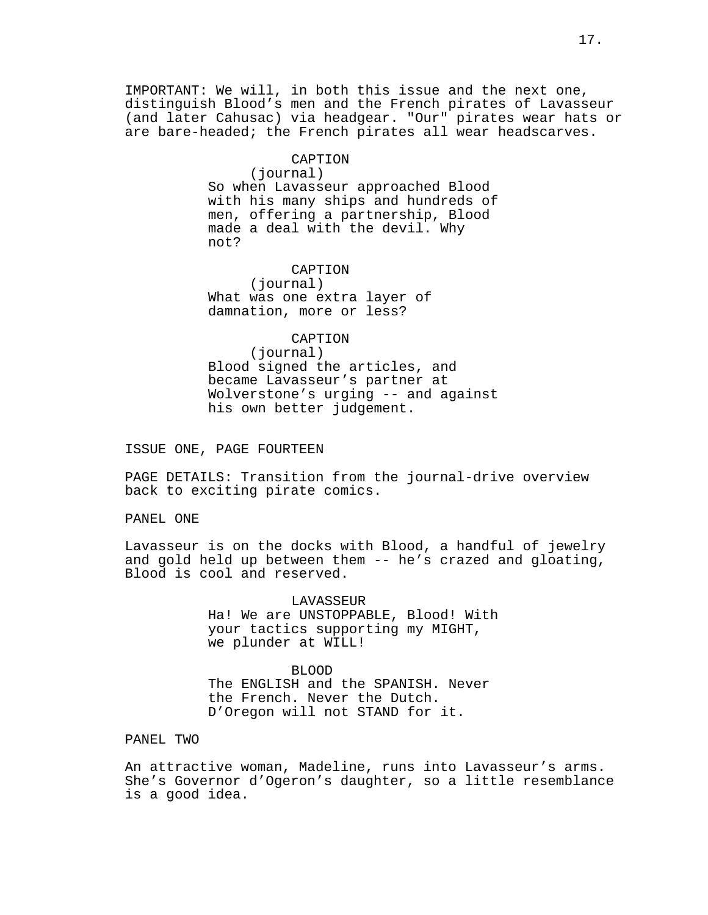IMPORTANT: We will, in both this issue and the next one, distinguish Blood's men and the French pirates of Lavasseur (and later Cahusac) via headgear. "Our" pirates wear hats or are bare-headed; the French pirates all wear headscarves.

CAPTION
(journal)
So when Lavasseur approached Blood with his many ships and hundreds of men, offering a partnership, Blood made a deal with the devil. Why not?

CAPTION
(journal)
What was one extra layer of damnation, more or less?

CAPTION
(journal)
Blood signed the articles, and became Lavasseur's partner at Wolverstone's urging -- and against his own better judgement.

## ISSUE ONE, PAGE FOURTEEN

PAGE DETAILS: Transition from the journal-drive overview back to exciting pirate comics.

PANEL ONE

Lavasseur is on the docks with Blood, a handful of jewelry and gold held up between them -- he's crazed and gloating, Blood is cool and reserved.

LAVASSEUR
Ha! We are UNSTOPPABLE, Blood! With your tactics supporting my MIGHT, we plunder at WILL!

BLOOD
The ENGLISH and the SPANISH. Never the French. Never the Dutch. D'Oregon will not STAND for it.

PANEL TWO

An attractive woman, Madeline, runs into Lavasseur's arms. She's Governor d'Ogeron's daughter, so a little resemblance is a good idea.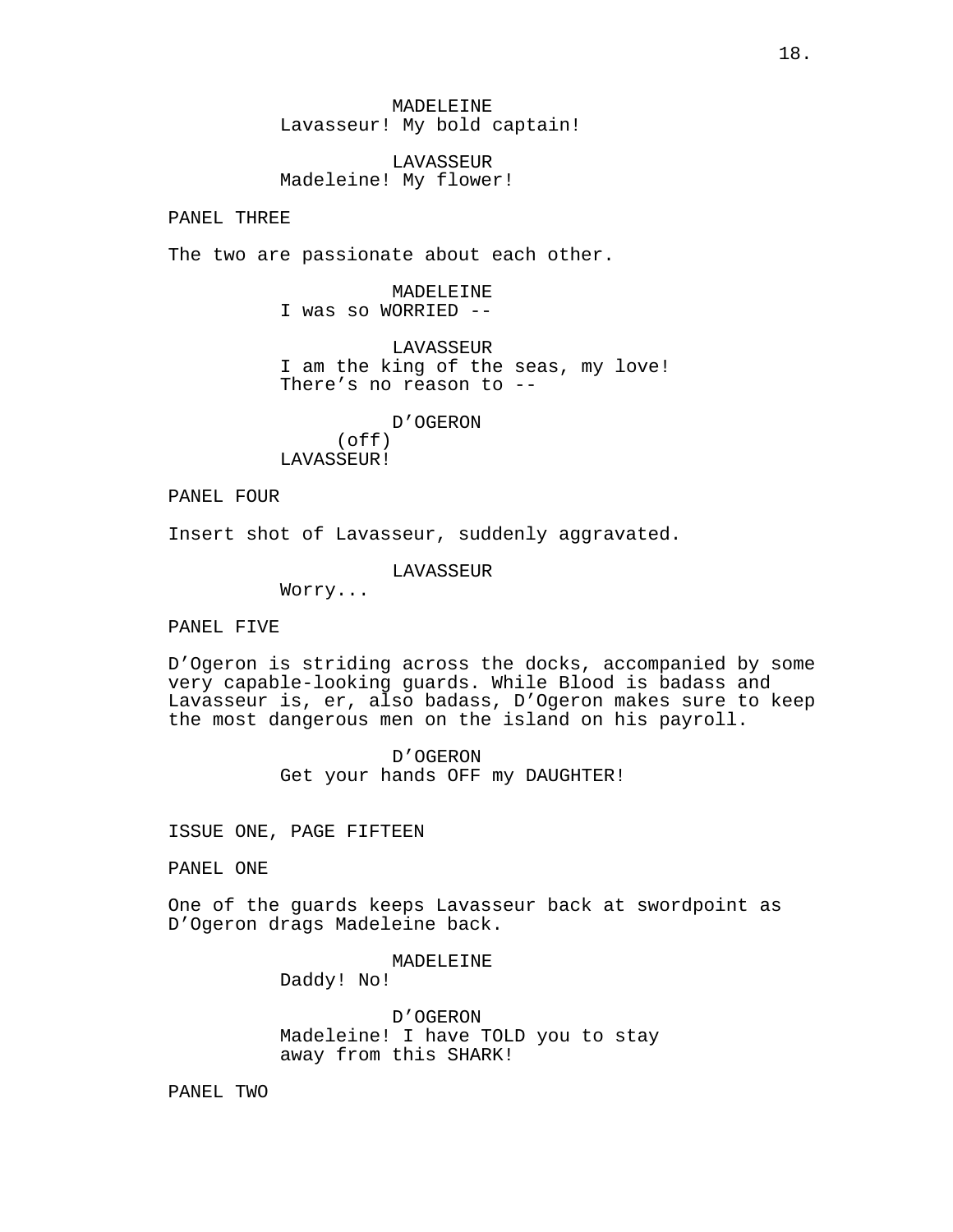MADELEINE
Lavasseur! My bold captain!

LAVASSEUR
Madeleine! My flower!

PANEL THREE

The two are passionate about each other.

MADELEINE
I was so WORRIED --

LAVASSEUR
I am the king of the seas, my love! There's no reason to --

D'OGERON
(off)
LAVASSEUR!

PANEL FOUR

Insert shot of Lavasseur, suddenly aggravated.

LAVASSEUR
Worry...

PANEL FIVE

D'Ogeron is striding across the docks, accompanied by some very capable-looking guards. While Blood is badass and Lavasseur is, er, also badass, D'Ogeron makes sure to keep the most dangerous men on the island on his payroll.

D'OGERON
Get your hands OFF my DAUGHTER!

ISSUE ONE, PAGE FIFTEEN

PANEL ONE

One of the guards keeps Lavasseur back at swordpoint as D'Ogeron drags Madeleine back.

MADELEINE
Daddy! No!

D'OGERON
Madeleine! I have TOLD you to stay away from this SHARK!

PANEL TWO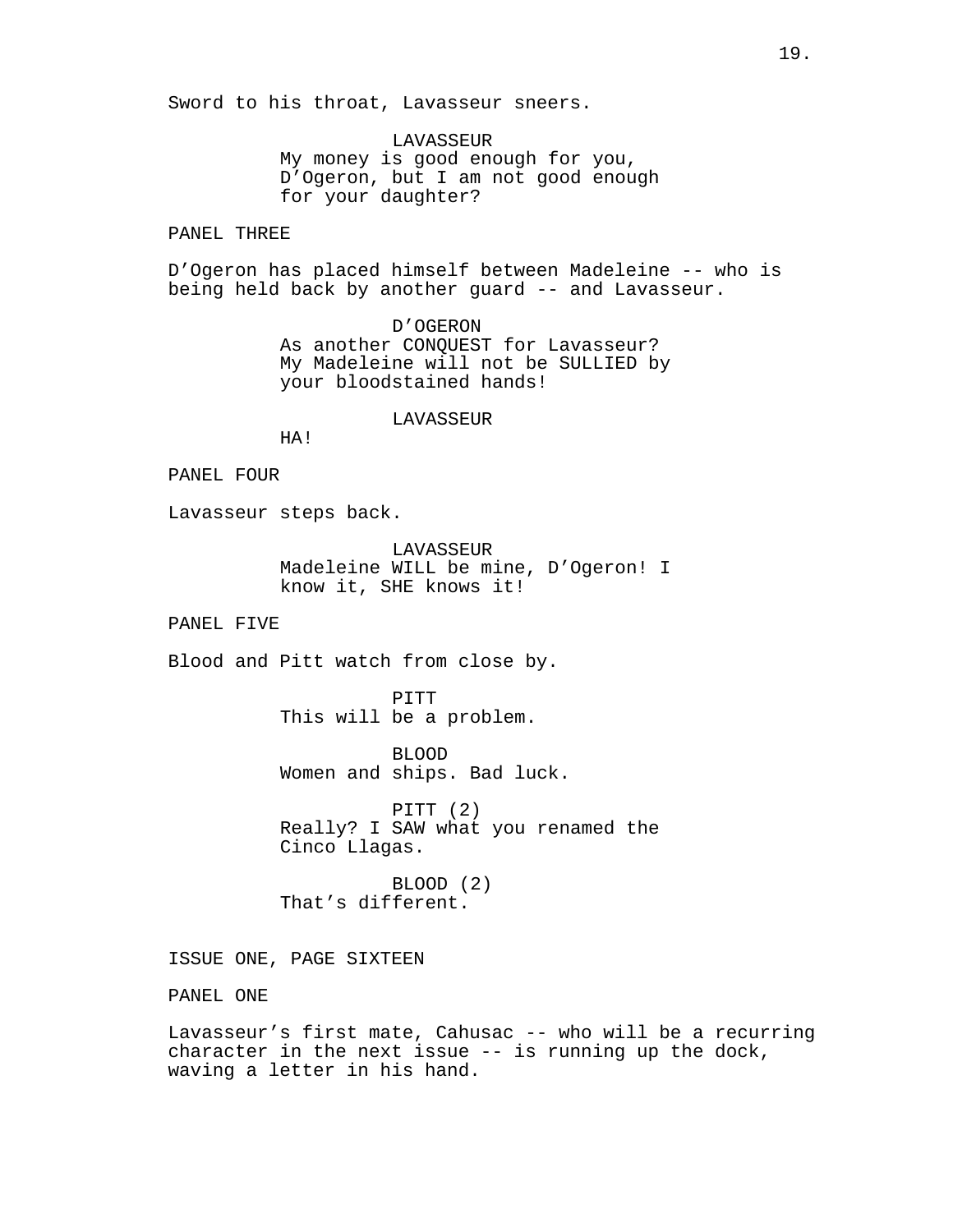Sword to his throat, Lavasseur sneers.

LAVASSEUR
My money is good enough for you, D’Ogeron, but I am not good enough for your daughter?

PANEL THREE

D’Ogeron has placed himself between Madeleine -- who is being held back by another guard -- and Lavasseur.

D’OGERON
As another CONQUEST for Lavasseur? My Madeleine will not be SULLIED by your bloodstained hands!

LAVASSEUR
HA!

PANEL FOUR

Lavasseur steps back.

LAVASSEUR
Madeleine WILL be mine, D’Ogeron! I know it, SHE knows it!

PANEL FIVE

Blood and Pitt watch from close by.

PITT
This will be a problem.

BLOOD
Women and ships. Bad luck.

PITT (2)
Really? I SAW what you renamed the Cinco Llagas.

BLOOD (2)
That’s different.

ISSUE ONE, PAGE SIXTEEN

PANEL ONE

Lavasseur’s first mate, Cahusac -- who will be a recurring character in the next issue -- is running up the dock, waving a letter in his hand.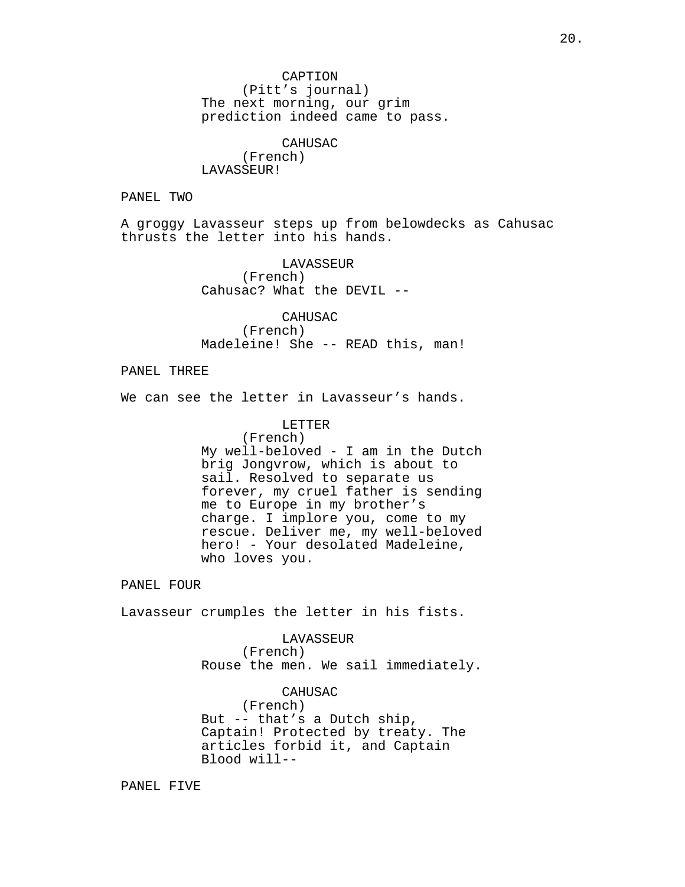CAPTION
(Pitt's journal)
The next morning, our grim prediction indeed came to pass.

CAHUSAC
(French)
LAVASSEUR!

PANEL TWO

A groggy Lavasseur steps up from belowdecks as Cahusac thrusts the letter into his hands.

LAVASSEUR
(French)
Cahusac? What the DEVIL --

CAHUSAC
(French)
Madeleine! She -- READ this, man!

PANEL THREE

We can see the letter in Lavasseur's hands.

LETTER
(French)
My well-beloved - I am in the Dutch brig Jongvrow, which is about to sail. Resolved to separate us forever, my cruel father is sending me to Europe in my brother's charge. I implore you, come to my rescue. Deliver me, my well-beloved hero! - Your desolated Madeleine, who loves you.

PANEL FOUR

Lavasseur crumples the letter in his fists.

LAVASSEUR
(French)
Rouse the men. We sail immediately.

CAHUSAC
(French)
But -- that's a Dutch ship, Captain! Protected by treaty. The articles forbid it, and Captain Blood will--

PANEL FIVE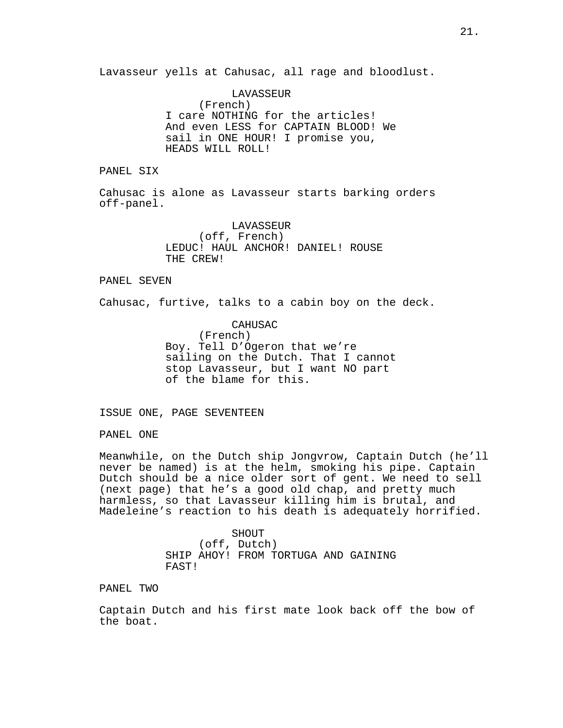Lavasseur yells at Cahusac, all rage and bloodlust.

LAVASSEUR
(French)
I care NOTHING for the articles! And even LESS for CAPTAIN BLOOD! We sail in ONE HOUR! I promise you, HEADS WILL ROLL!

PANEL SIX

Cahusac is alone as Lavasseur starts barking orders off-panel.

LAVASSEUR
(off, French)
LEDUC! HAUL ANCHOR! DANIEL! ROUSE THE CREW!

PANEL SEVEN

Cahusac, furtive, talks to a cabin boy on the deck.

CAHUSAC
(French)
Boy. Tell D'Ogeron that we're sailing on the Dutch. That I cannot stop Lavasseur, but I want NO part of the blame for this.

ISSUE ONE, PAGE SEVENTEEN

PANEL ONE

Meanwhile, on the Dutch ship Jongvrow, Captain Dutch (he'll never be named) is at the helm, smoking his pipe. Captain Dutch should be a nice older sort of gent. We need to sell (next page) that he's a good old chap, and pretty much harmless, so that Lavasseur killing him is brutal, and Madeleine's reaction to his death is adequately horrified.

SHOUT
(off, Dutch)
SHIP AHOY! FROM TORTUGA AND GAINING FAST!

PANEL TWO

Captain Dutch and his first mate look back off the bow of the boat.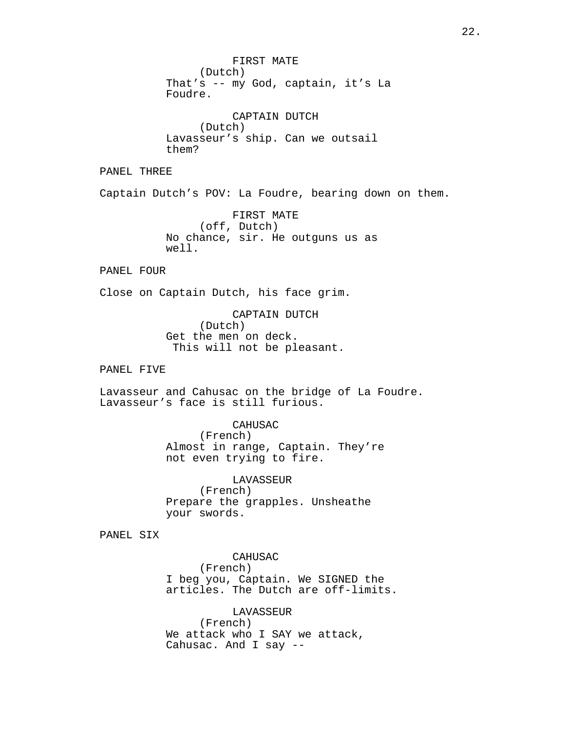FIRST MATE
(Dutch)
That's -- my God, captain, it's La Foudre.

CAPTAIN DUTCH
(Dutch)
Lavasseur's ship. Can we outsail them?

PANEL THREE

Captain Dutch's POV: La Foudre, bearing down on them.

FIRST MATE
(off, Dutch)
No chance, sir. He outguns us as well.

PANEL FOUR

Close on Captain Dutch, his face grim.

CAPTAIN DUTCH
(Dutch)
Get the men on deck.
This will not be pleasant.

PANEL FIVE

Lavasseur and Cahusac on the bridge of La Foudre. Lavasseur's face is still furious.

CAHUSAC
(French)
Almost in range, Captain. They're not even trying to fire.

LAVASSEUR
(French)
Prepare the grapples. Unsheathe your swords.

PANEL SIX

CAHUSAC
(French)
I beg you, Captain. We SIGNED the articles. The Dutch are off-limits.

LAVASSEUR
(French)
We attack who I SAY we attack, Cahusac. And I say --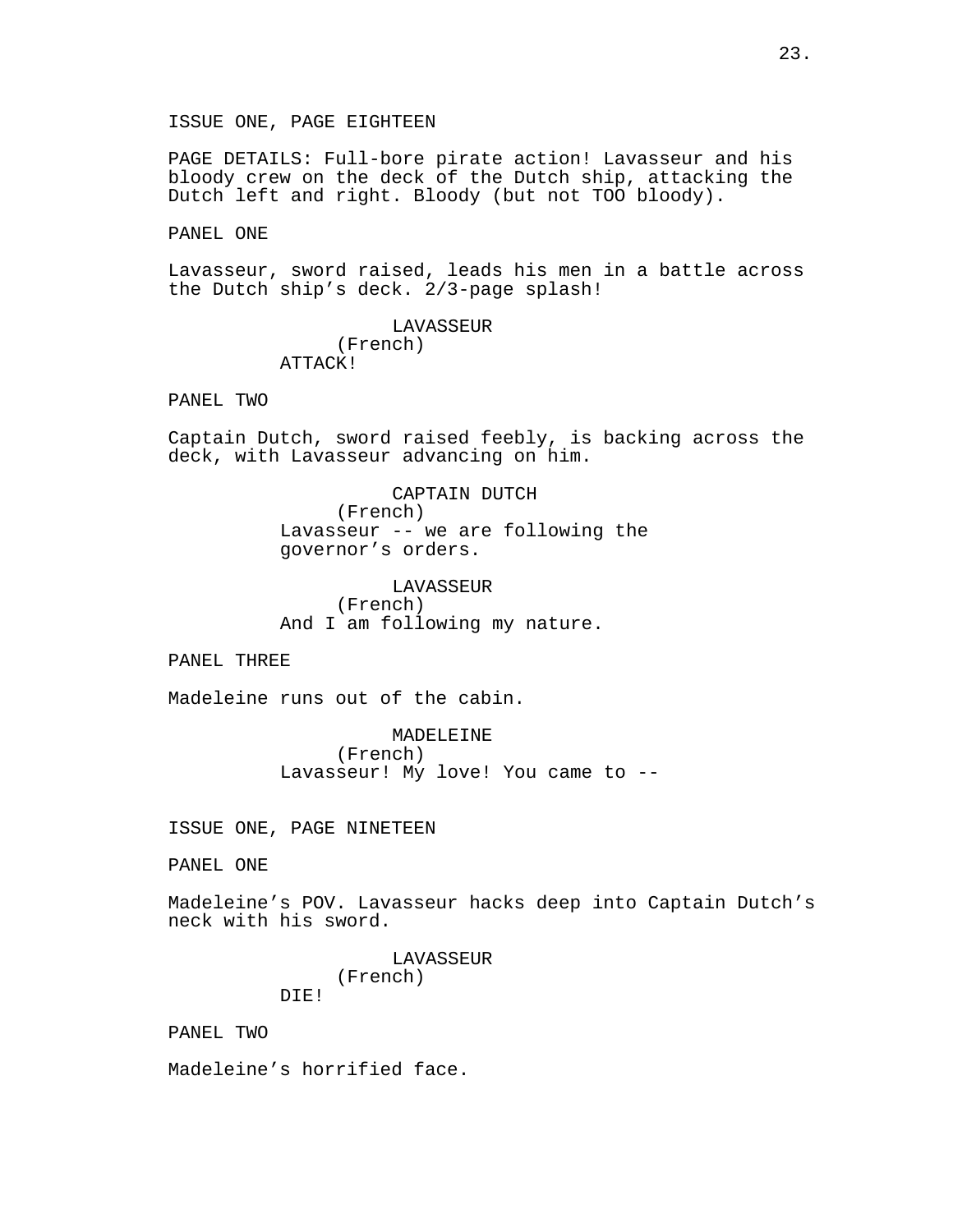ISSUE ONE, PAGE EIGHTEEN

PAGE DETAILS: Full-bore pirate action! Lavasseur and his bloody crew on the deck of the Dutch ship, attacking the Dutch left and right. Bloody (but not TOO bloody).

PANEL ONE

Lavasseur, sword raised, leads his men in a battle across the Dutch ship's deck. 2/3-page splash!

LAVASSEUR
(French)
ATTACK!

PANEL TWO

Captain Dutch, sword raised feebly, is backing across the deck, with Lavasseur advancing on him.

CAPTAIN DUTCH
(French)
Lavasseur -- we are following the governor's orders.

LAVASSEUR
(French)
And I am following my nature.

PANEL THREE

Madeleine runs out of the cabin.

MADELEINE
(French)
Lavasseur! My love! You came to --

ISSUE ONE, PAGE NINETEEN

PANEL ONE

Madeleine's POV. Lavasseur hacks deep into Captain Dutch's neck with his sword.

LAVASSEUR
(French)
DIE!

PANEL TWO

Madeleine's horrified face.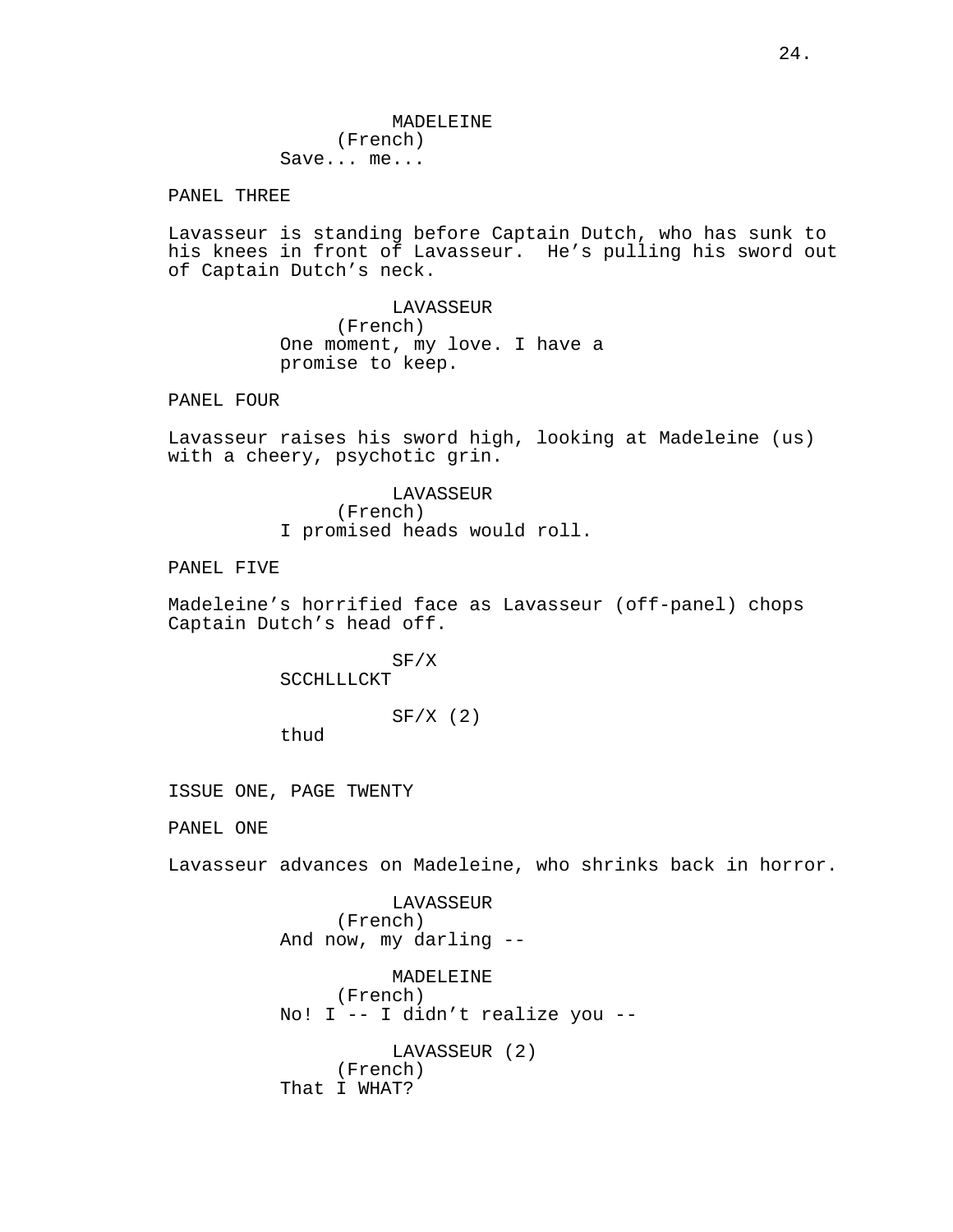MADELEINE
(French)
Save... me...

PANEL THREE

Lavasseur is standing before Captain Dutch, who has sunk to his knees in front of Lavasseur. He's pulling his sword out of Captain Dutch's neck.

LAVASSEUR
(French)
One moment, my love. I have a promise to keep.

PANEL FOUR

Lavasseur raises his sword high, looking at Madeleine (us) with a cheery, psychotic grin.

LAVASSEUR
(French)
I promised heads would roll.

PANEL FIVE

Madeleine's horrified face as Lavasseur (off-panel) chops Captain Dutch's head off.

SF/X
SCCHLLLCKT

SF/X (2)
thud

ISSUE ONE, PAGE TWENTY

PANEL ONE

Lavasseur advances on Madeleine, who shrinks back in horror.

LAVASSEUR
(French)
And now, my darling --

MADELEINE
(French)
No! I -- I didn't realize you --

LAVASSEUR (2)
(French)
That I WHAT?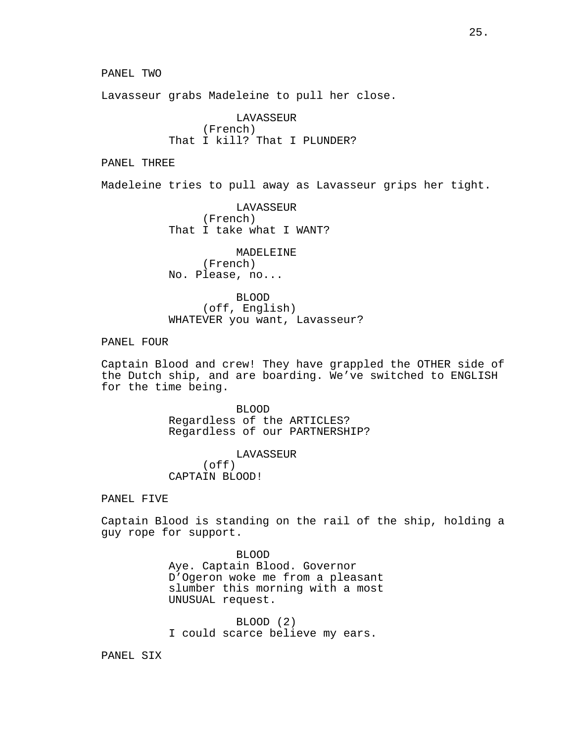PANEL TWO

Lavasseur grabs Madeleine to pull her close.

LAVASSEUR
(French)
That I kill? That I PLUNDER?

PANEL THREE

Madeleine tries to pull away as Lavasseur grips her tight.

LAVASSEUR
(French)
That I take what I WANT?

MADELEINE
(French)
No. Please, no...

BLOOD
(off, English)
WHATEVER you want, Lavasseur?

PANEL FOUR

Captain Blood and crew! They have grappled the OTHER side of the Dutch ship, and are boarding. We've switched to ENGLISH for the time being.

BLOOD
Regardless of the ARTICLES?
Regardless of our PARTNERSHIP?

LAVASSEUR
(off)
CAPTAIN BLOOD!

PANEL FIVE

Captain Blood is standing on the rail of the ship, holding a guy rope for support.

BLOOD
Aye. Captain Blood. Governor D'Ogeron woke me from a pleasant slumber this morning with a most UNUSUAL request.

BLOOD (2)
I could scarce believe my ears.

PANEL SIX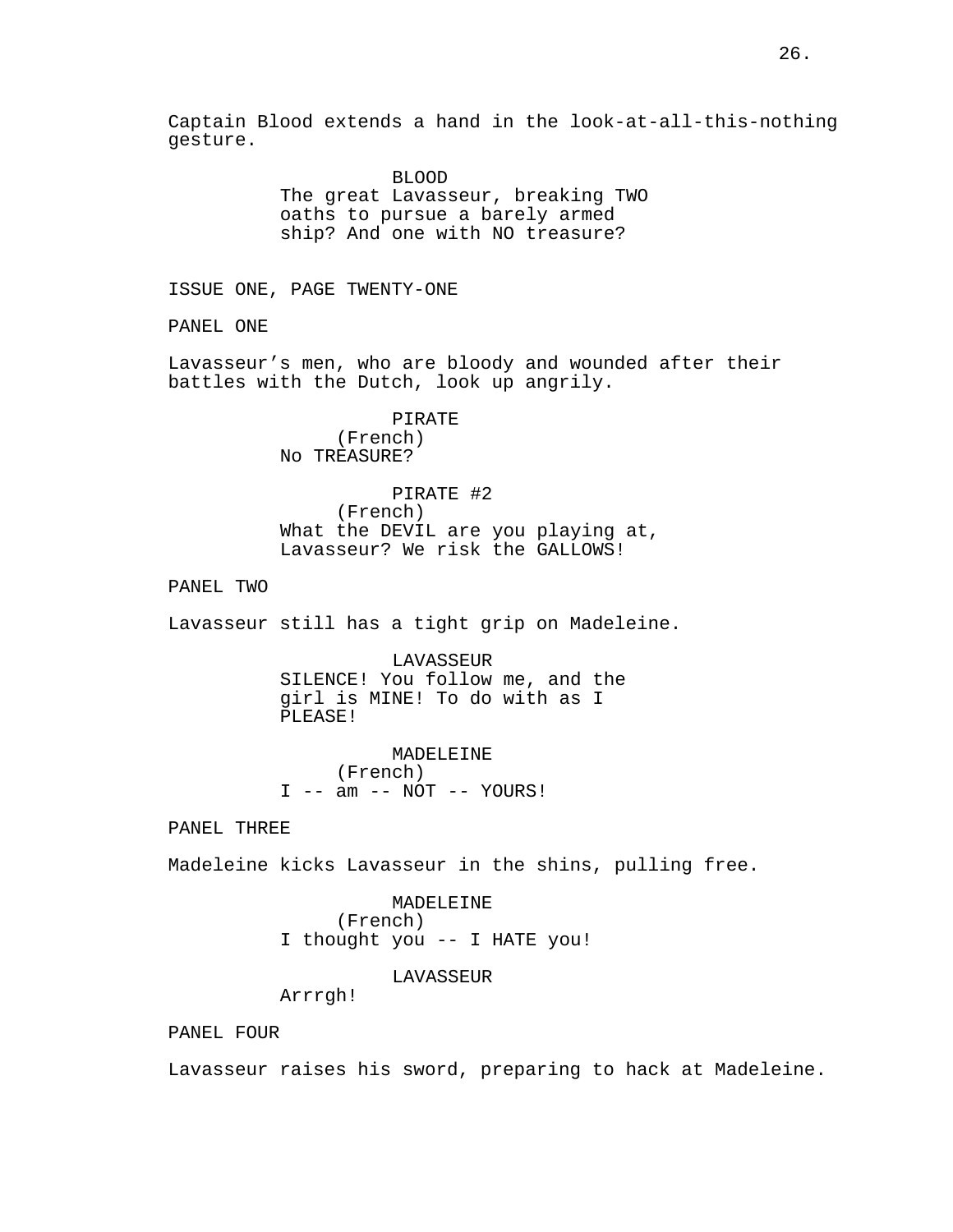Captain Blood extends a hand in the look-at-all-this-nothing gesture.

BLOOD
The great Lavasseur, breaking TWO oaths to pursue a barely armed ship? And one with NO treasure?

ISSUE ONE, PAGE TWENTY-ONE

PANEL ONE

Lavasseur's men, who are bloody and wounded after their battles with the Dutch, look up angrily.

PIRATE
(French)
No TREASURE?

PIRATE #2
(French)
What the DEVIL are you playing at, Lavasseur? We risk the GALLOWS!

PANEL TWO

Lavasseur still has a tight grip on Madeleine.

LAVASSEUR
SILENCE! You follow me, and the girl is MINE! To do with as I PLEASE!

MADELEINE
(French)
I -- am -- NOT -- YOURS!

PANEL THREE

Madeleine kicks Lavasseur in the shins, pulling free.

MADELEINE
(French)
I thought you -- I HATE you!

LAVASSEUR
Arrrgh!

PANEL FOUR

Lavasseur raises his sword, preparing to hack at Madeleine.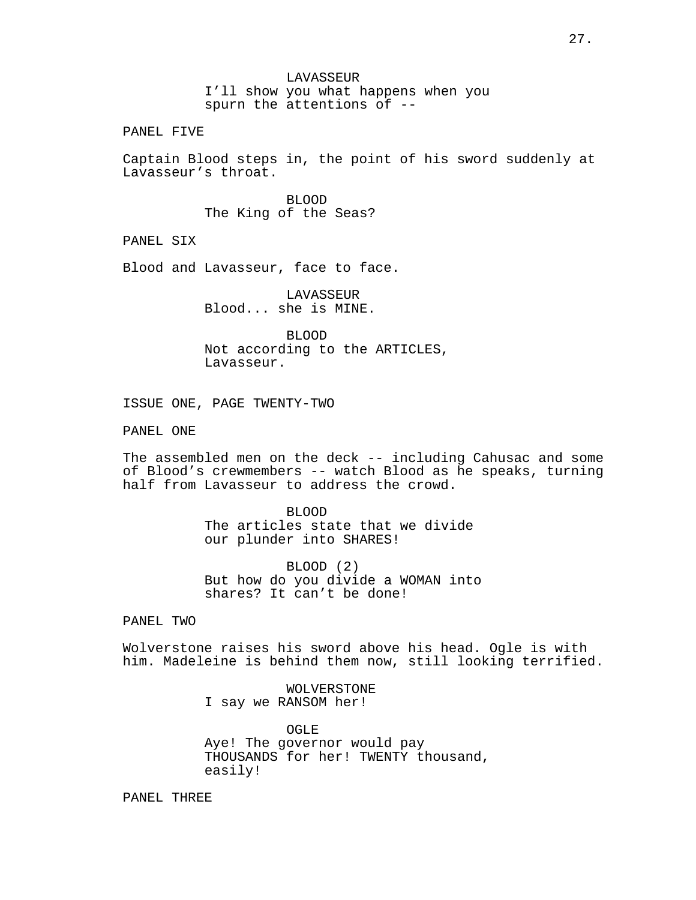LAVASSEUR
I'll show you what happens when you spurn the attentions of --

PANEL FIVE

Captain Blood steps in, the point of his sword suddenly at Lavasseur's throat.

BLOOD
The King of the Seas?

PANEL SIX

Blood and Lavasseur, face to face.

LAVASSEUR
Blood... she is MINE.

BLOOD
Not according to the ARTICLES, Lavasseur.

ISSUE ONE, PAGE TWENTY-TWO

PANEL ONE

The assembled men on the deck -- including Cahusac and some of Blood's crewmembers -- watch Blood as he speaks, turning half from Lavasseur to address the crowd.

BLOOD
The articles state that we divide our plunder into SHARES!

BLOOD (2)
But how do you divide a WOMAN into shares? It can't be done!

PANEL TWO

Wolverstone raises his sword above his head. Ogle is with him. Madeleine is behind them now, still looking terrified.

WOLVERSTONE
I say we RANSOM her!

OGLE
Aye! The governor would pay THOUSANDS for her! TWENTY thousand, easily!

PANEL THREE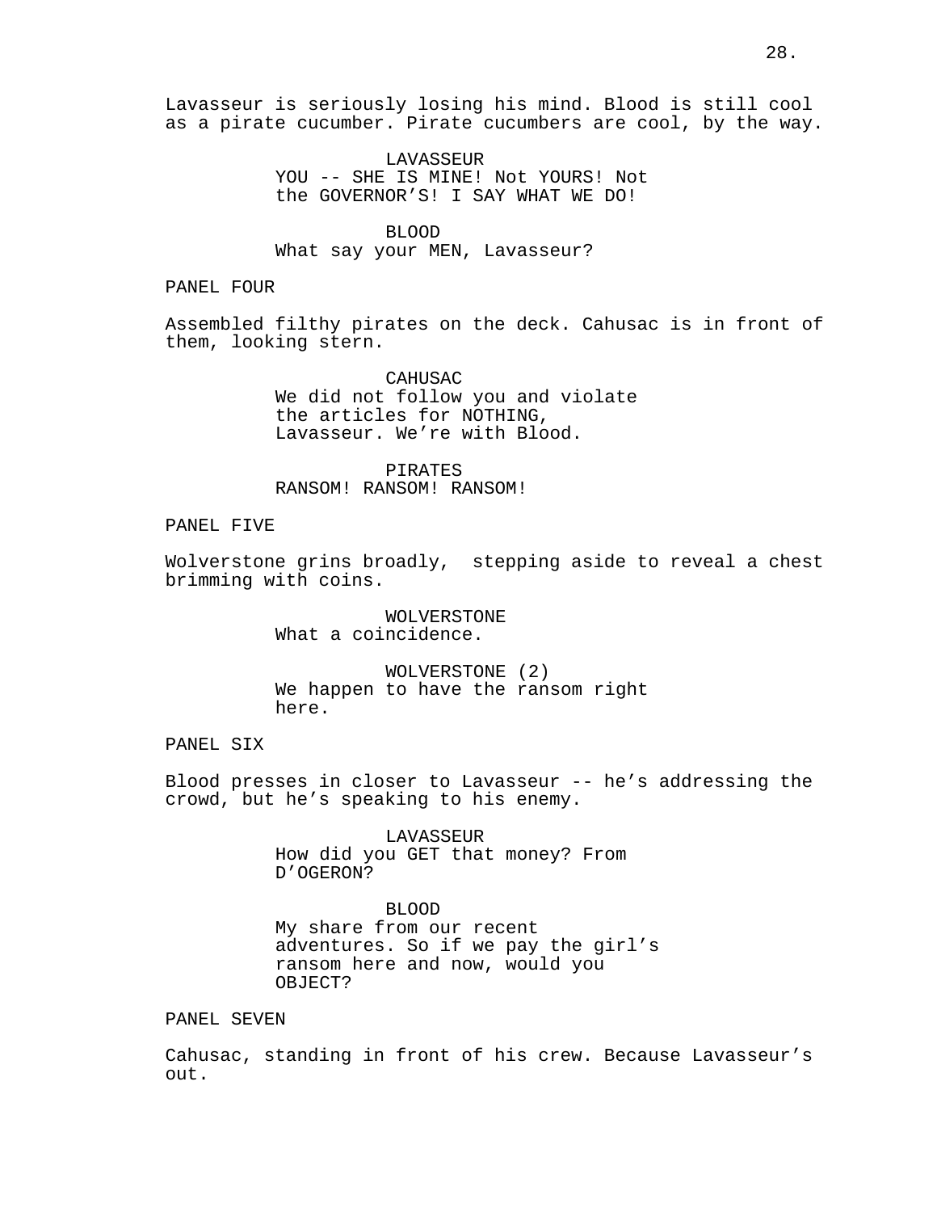Lavasseur is seriously losing his mind. Blood is still cool as a pirate cucumber. Pirate cucumbers are cool, by the way.

LAVASSEUR
YOU -- SHE IS MINE! Not YOURS! Not the GOVERNOR'S! I SAY WHAT WE DO!

BLOOD
What say your MEN, Lavasseur?

PANEL FOUR

Assembled filthy pirates on the deck. Cahusac is in front of them, looking stern.

CAHUSAC
We did not follow you and violate the articles for NOTHING, Lavasseur. We're with Blood.

PIRATES
RANSOM! RANSOM! RANSOM!

PANEL FIVE

Wolverstone grins broadly,  stepping aside to reveal a chest brimming with coins.

WOLVERSTONE
What a coincidence.

WOLVERSTONE (2)
We happen to have the ransom right here.

PANEL SIX

Blood presses in closer to Lavasseur -- he's addressing the crowd, but he's speaking to his enemy.

LAVASSEUR
How did you GET that money? From D'OGERON?

BLOOD
My share from our recent adventures. So if we pay the girl's ransom here and now, would you OBJECT?

PANEL SEVEN

Cahusac, standing in front of his crew. Because Lavasseur's out.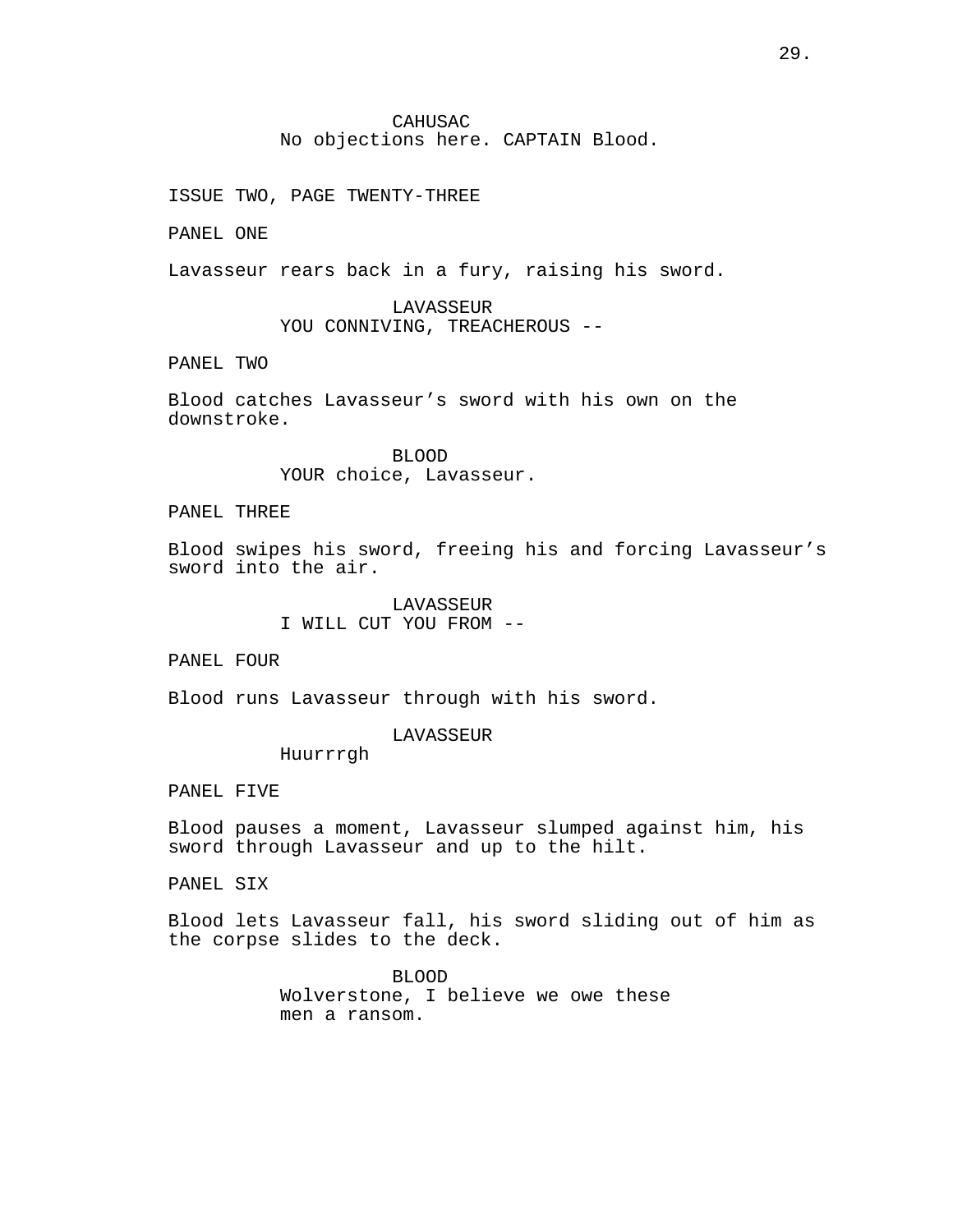CAHUSAC
No objections here. CAPTAIN Blood.

ISSUE TWO, PAGE TWENTY-THREE

PANEL ONE

Lavasseur rears back in a fury, raising his sword.

LAVASSEUR
YOU CONNIVING, TREACHEROUS --

PANEL TWO

Blood catches Lavasseur's sword with his own on the downstroke.

BLOOD
YOUR choice, Lavasseur.

PANEL THREE

Blood swipes his sword, freeing his and forcing Lavasseur's sword into the air.

LAVASSEUR
I WILL CUT YOU FROM --

PANEL FOUR

Blood runs Lavasseur through with his sword.

LAVASSEUR
Huurrrgh

PANEL FIVE

Blood pauses a moment, Lavasseur slumped against him, his sword through Lavasseur and up to the hilt.

PANEL SIX

Blood lets Lavasseur fall, his sword sliding out of him as the corpse slides to the deck.

BLOOD
Wolverstone, I believe we owe these men a ransom.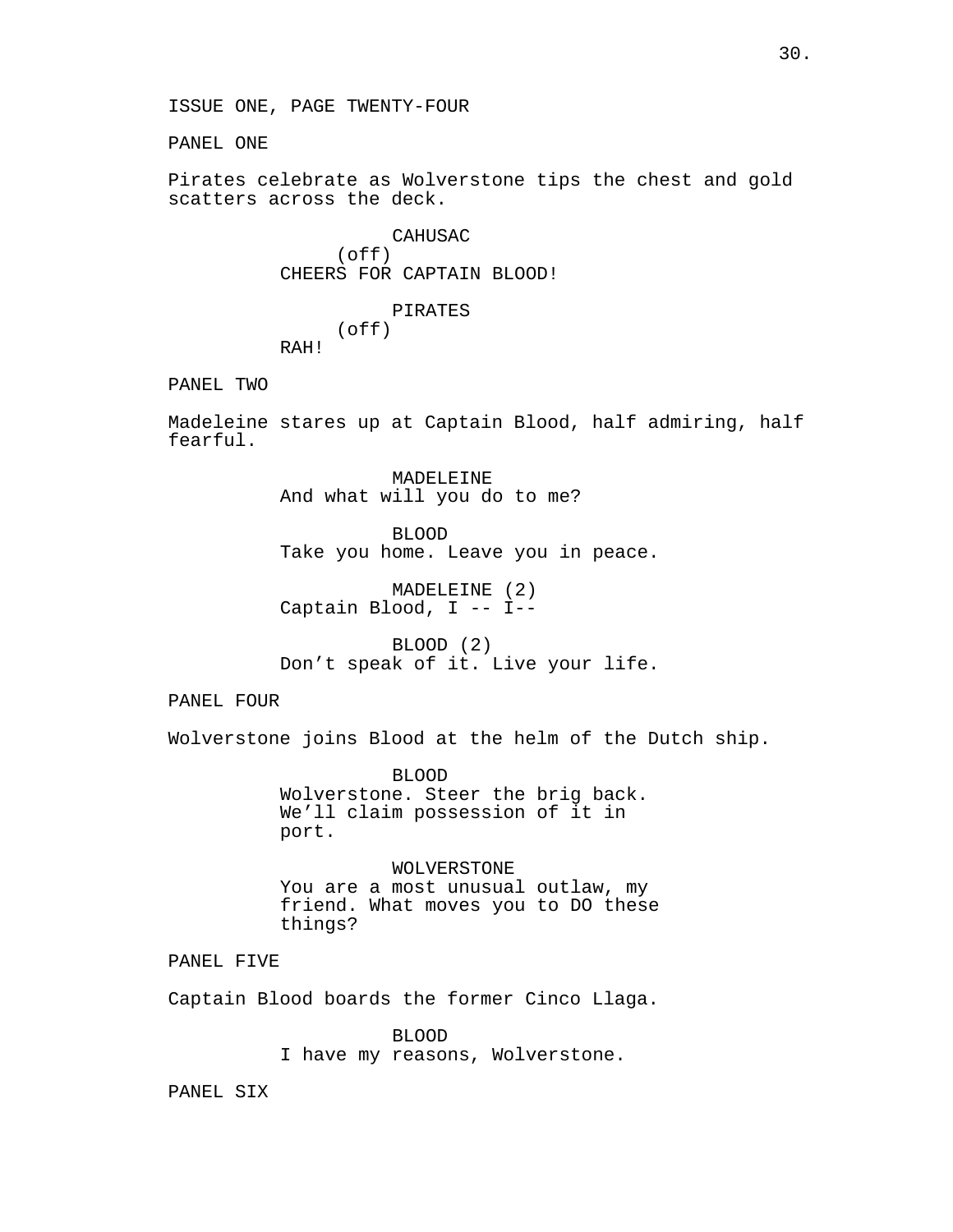ISSUE ONE, PAGE TWENTY-FOUR

PANEL ONE

Pirates celebrate as Wolverstone tips the chest and gold scatters across the deck.

CAHUSAC
(off)
CHEERS FOR CAPTAIN BLOOD!

PIRATES
(off)
RAH!

PANEL TWO

Madeleine stares up at Captain Blood, half admiring, half fearful.

MADELEINE
And what will you do to me?

BLOOD
Take you home. Leave you in peace.

MADELEINE (2)
Captain Blood, I -- I--

BLOOD (2)
Don't speak of it. Live your life.

PANEL FOUR

Wolverstone joins Blood at the helm of the Dutch ship.

BLOOD
Wolverstone. Steer the brig back. We'll claim possession of it in port.

WOLVERSTONE
You are a most unusual outlaw, my friend. What moves you to DO these things?

PANEL FIVE

Captain Blood boards the former Cinco Llaga.

BLOOD
I have my reasons, Wolverstone.

PANEL SIX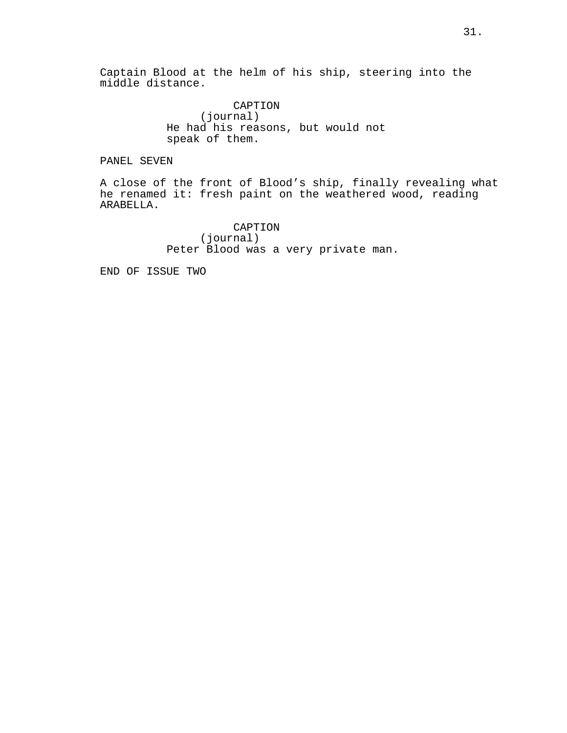Captain Blood at the helm of his ship, steering into the middle distance.

CAPTION
(journal)
He had his reasons, but would not speak of them.

PANEL SEVEN

A close of the front of Blood's ship, finally revealing what he renamed it: fresh paint on the weathered wood, reading ARABELLA.

CAPTION
(journal)
Peter Blood was a very private man.

END OF ISSUE TWO